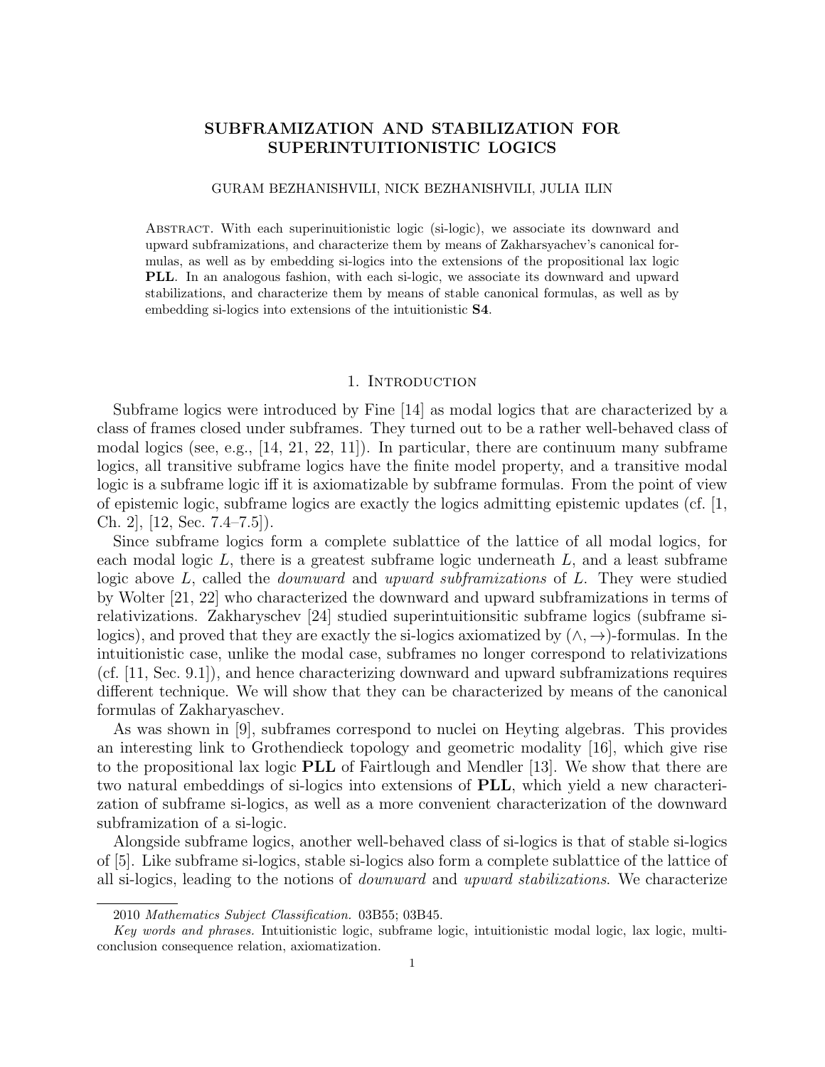# SUBFRAMIZATION AND STABILIZATION FOR SUPERINTUITIONISTIC LOGICS

GURAM BEZHANISHVILI, NICK BEZHANISHVILI, JULIA ILIN

Abstract. With each superinuitionistic logic (si-logic), we associate its downward and upward subframizations, and characterize them by means of Zakharsyachev's canonical formulas, as well as by embedding si-logics into the extensions of the propositional lax logic **PLL**. In an analogous fashion, with each si-logic, we associate its downward and upward stabilizations, and characterize them by means of stable canonical formulas, as well as by embedding si-logics into extensions of the intuitionistic **S4**.

## 1. Introduction

Subframe logics were introduced by Fine [14] as modal logics that are characterized by a class of frames closed under subframes. They turned out to be a rather well-behaved class of modal logics (see, e.g., [14, 21, 22, 11]). In particular, there are continuum many subframe logics, all transitive subframe logics have the finite model property, and a transitive modal logic is a subframe logic iff it is axiomatizable by subframe formulas. From the point of view of epistemic logic, subframe logics are exactly the logics admitting epistemic updates (cf. [1, Ch. 2], [12, Sec. 7.4–7.5]).

Since subframe logics form a complete sublattice of the lattice of all modal logics, for each modal logic $L$, there is a greatest subframe logic underneath $L$, and a least subframe logic above $L$, called the *downward* and *upward subframizations* of $L$. They were studied by Wolter [21, 22] who characterized the downward and upward subframizations in terms of relativizations. Zakharyschev [24] studied superintuitionsitic subframe logics (subframe si-logics), and proved that they are exactly the si-logics axiomatized by $(\wedge, \to)$-formulas. In the intuitionistic case, unlike the modal case, subframes no longer correspond to relativizations (cf. [11, Sec. 9.1]), and hence characterizing downward and upward subframizations requires different technique. We will show that they can be characterized by means of the canonical formulas of Zakharyaschev.

As was shown in [9], subframes correspond to nuclei on Heyting algebras. This provides an interesting link to Grothendieck topology and geometric modality [16], which give rise to the propositional lax logic **PLL** of Fairtlough and Mendler [13]. We show that there are two natural embeddings of si-logics into extensions of **PLL**, which yield a new characterization of subframe si-logics, as well as a more convenient characterization of the downward subframization of a si-logic.

Alongside subframe logics, another well-behaved class of si-logics is that of stable si-logics of [5]. Like subframe si-logics, stable si-logics also form a complete sublattice of the lattice of all si-logics, leading to the notions of *downward* and *upward stabilizations*. We characterize

---

2010 *Mathematics Subject Classification.* 03B55; 03B45.

*Key words and phrases.* Intuitionistic logic, subframe logic, intuitionistic modal logic, lax logic, multi-conclusion consequence relation, axiomatization.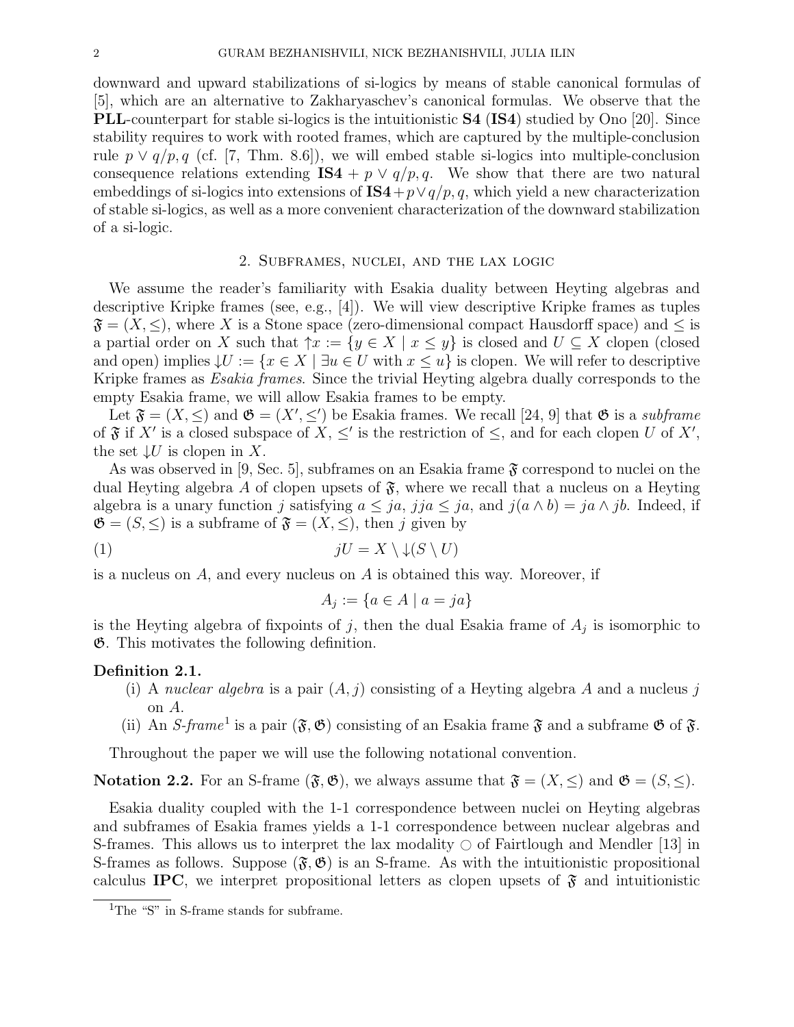downward and upward stabilizations of si-logics by means of stable canonical formulas of [5], which are an alternative to Zakharyaschev's canonical formulas. We observe that the **PLL**-counterpart for stable si-logics is the intuitionistic **S4** (**IS4**) studied by Ono [20]. Since stability requires to work with rooted frames, which are captured by the multiple-conclusion rule $p \vee q/p, q$ (cf. [7, Thm. 8.6]), we will embed stable si-logics into multiple-conclusion consequence relations extending $\mathbf{IS4} + p \vee q/p, q$. We show that there are two natural embeddings of si-logics into extensions of $\mathbf{IS4} + p \vee q/p, q$, which yield a new characterization of stable si-logics, as well as a more convenient characterization of the downward stabilization of a si-logic.

## 2. Subframes, nuclei, and the lax logic

We assume the reader's familiarity with Esakia duality between Heyting algebras and descriptive Kripke frames (see, e.g., [4]). We will view descriptive Kripke frames as tuples $\mathfrak{F} = (X, \leq)$, where $X$ is a Stone space (zero-dimensional compact Hausdorff space) and $\leq$ is a partial order on $X$ such that $\uparrow x := \{y \in X \mid x \leq y\}$ is closed and $U \subseteq X$ clopen (closed and open) implies $\downarrow U := \{x \in X \mid \exists u \in U \text{ with } x \leq u\}$ is clopen. We will refer to descriptive Kripke frames as *Esakia frames*. Since the trivial Heyting algebra dually corresponds to the empty Esakia frame, we will allow Esakia frames to be empty.

Let $\mathfrak{F} = (X, \leq)$ and $\mathfrak{G} = (X', \leq')$ be Esakia frames. We recall [24, 9] that $\mathfrak{G}$ is a *subframe* of $\mathfrak{F}$ if $X'$ is a closed subspace of $X$, $\leq'$ is the restriction of $\leq$, and for each clopen $U$ of $X'$, the set $\downarrow U$ is clopen in $X$.

As was observed in [9, Sec. 5], subframes on an Esakia frame $\mathfrak{F}$ correspond to nuclei on the dual Heyting algebra $A$ of clopen upsets of $\mathfrak{F}$, where we recall that a nucleus on a Heyting algebra is a unary function $j$ satisfying $a \leq ja$, $jja \leq ja$, and $j(a \wedge b) = ja \wedge jb$. Indeed, if $\mathfrak{G} = (S, \leq)$ is a subframe of $\mathfrak{F} = (X, \leq)$, then $j$ given by

$$jU = X \setminus \downarrow(S \setminus U) \tag{1}$$

is a nucleus on $A$, and every nucleus on $A$ is obtained this way. Moreover, if

$$A_j := \{a \in A \mid a = ja\}$$

is the Heyting algebra of fixpoints of $j$, then the dual Esakia frame of $A_j$ is isomorphic to $\mathfrak{G}$. This motivates the following definition.

**Definition 2.1.**
- (i) A *nuclear algebra* is a pair $(A, j)$ consisting of a Heyting algebra $A$ and a nucleus $j$ on $A$.
- (ii) An *S-frame*[1] is a pair $(\mathfrak{F}, \mathfrak{G})$ consisting of an Esakia frame $\mathfrak{F}$ and a subframe $\mathfrak{G}$ of $\mathfrak{F}$.

Throughout the paper we will use the following notational convention.

**Notation 2.2.** For an S-frame $(\mathfrak{F}, \mathfrak{G})$, we always assume that $\mathfrak{F} = (X, \leq)$ and $\mathfrak{G} = (S, \leq)$.

Esakia duality coupled with the 1-1 correspondence between nuclei on Heyting algebras and subframes of Esakia frames yields a 1-1 correspondence between nuclear algebras and S-frames. This allows us to interpret the lax modality $\bigcirc$ of Fairtlough and Mendler [13] in S-frames as follows. Suppose $(\mathfrak{F}, \mathfrak{G})$ is an S-frame. As with the intuitionistic propositional calculus **IPC**, we interpret propositional letters as clopen upsets of $\mathfrak{F}$ and intuitionistic

[1] The "S" in S-frame stands for subframe.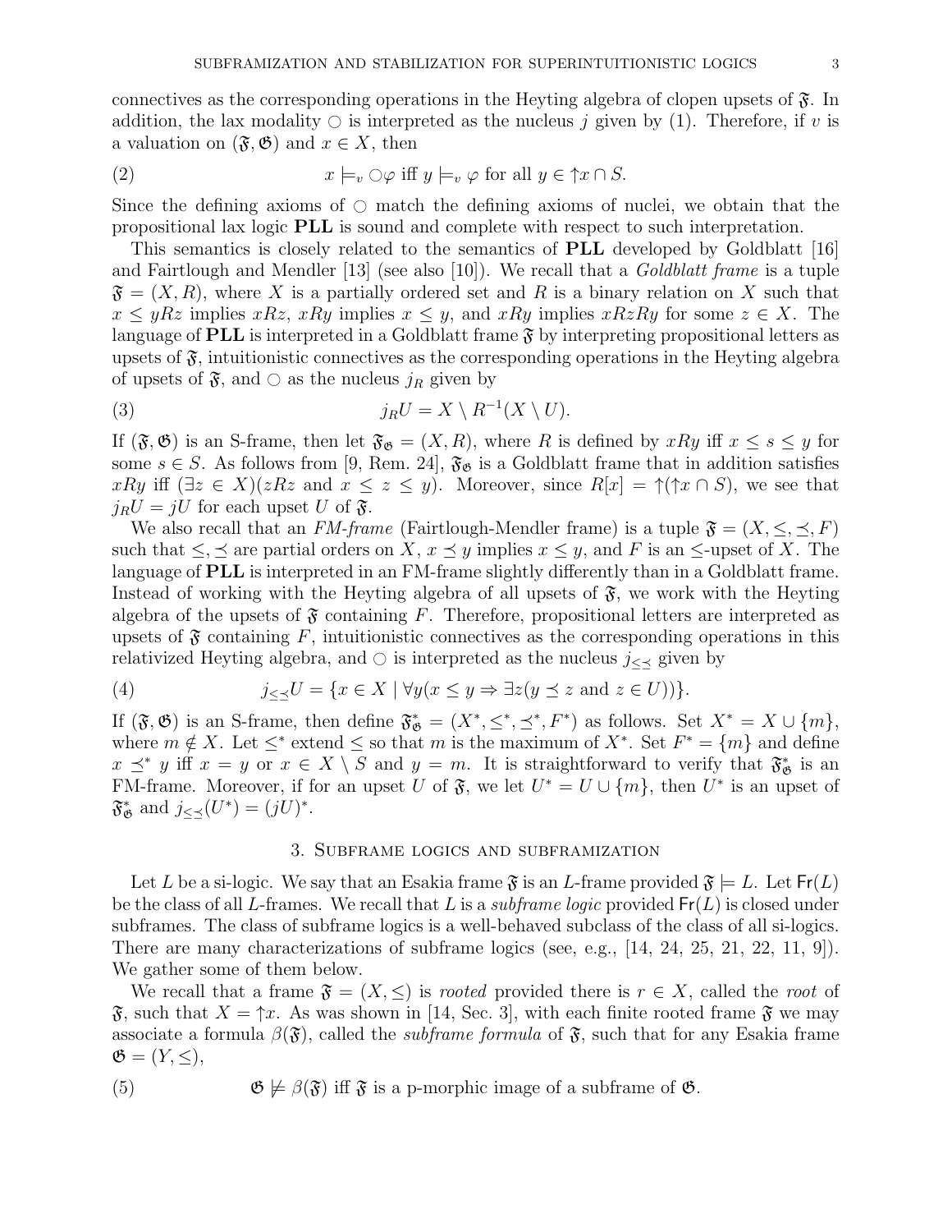connectives as the corresponding operations in the Heyting algebra of clopen upsets of $\mathfrak{F}$. In addition, the lax modality $\bigcirc$ is interpreted as the nucleus $j$ given by (1). Therefore, if $v$ is a valuation on $(\mathfrak{F}, \mathfrak{G})$ and $x \in X$, then

$$x \models_v \bigcirc\varphi \text{ iff } y \models_v \varphi \text{ for all } y \in {\uparrow}x \cap S. \tag{2}$$

Since the defining axioms of $\bigcirc$ match the defining axioms of nuclei, we obtain that the propositional lax logic **PLL** is sound and complete with respect to such interpretation.

This semantics is closely related to the semantics of **PLL** developed by Goldblatt [16] and Fairtlough and Mendler [13] (see also [10]). We recall that a *Goldblatt frame* is a tuple $\mathfrak{F} = (X, R)$, where $X$ is a partially ordered set and $R$ is a binary relation on $X$ such that $x \le yRz$ implies $xRz$, $xRy$ implies $x \le y$, and $xRy$ implies $xRzRy$ for some $z \in X$. The language of **PLL** is interpreted in a Goldblatt frame $\mathfrak{F}$ by interpreting propositional letters as upsets of $\mathfrak{F}$, intuitionistic connectives as the corresponding operations in the Heyting algebra of upsets of $\mathfrak{F}$, and $\bigcirc$ as the nucleus $j_R$ given by

$$j_R U = X \setminus R^{-1}(X \setminus U). \tag{3}$$

If $(\mathfrak{F}, \mathfrak{G})$ is an S-frame, then let $\mathfrak{F}_\mathfrak{G} = (X, R)$, where $R$ is defined by $xRy$ iff $x \le s \le y$ for some $s \in S$. As follows from [9, Rem. 24], $\mathfrak{F}_\mathfrak{G}$ is a Goldblatt frame that in addition satisfies $xRy$ iff $(\exists z \in X)(zRz$ and $x \le z \le y)$. Moreover, since $R[x] = {\uparrow}({\uparrow}x \cap S)$, we see that $j_R U = jU$ for each upset $U$ of $\mathfrak{F}$.

We also recall that an *FM-frame* (Fairtlough-Mendler frame) is a tuple $\mathfrak{F} = (X, \le, \preceq, F)$ such that $\le, \preceq$ are partial orders on $X$, $x \preceq y$ implies $x \le y$, and $F$ is an $\le$-upset of $X$. The language of **PLL** is interpreted in an FM-frame slightly differently than in a Goldblatt frame. Instead of working with the Heyting algebra of all upsets of $\mathfrak{F}$, we work with the Heyting algebra of the upsets of $\mathfrak{F}$ containing $F$. Therefore, propositional letters are interpreted as upsets of $\mathfrak{F}$ containing $F$, intuitionistic connectives as the corresponding operations in this relativized Heyting algebra, and $\bigcirc$ is interpreted as the nucleus $j_{\le\preceq}$ given by

$$j_{\le\preceq} U = \{x \in X \mid \forall y (x \le y \Rightarrow \exists z (y \preceq z \text{ and } z \in U))\}. \tag{4}$$

If $(\mathfrak{F}, \mathfrak{G})$ is an S-frame, then define $\mathfrak{F}^*_\mathfrak{G} = (X^*, \le^*, \preceq^*, F^*)$ as follows. Set $X^* = X \cup \{m\}$, where $m \notin X$. Let $\le^*$ extend $\le$ so that $m$ is the maximum of $X^*$. Set $F^* = \{m\}$ and define $x \preceq^* y$ iff $x = y$ or $x \in X \setminus S$ and $y = m$. It is straightforward to verify that $\mathfrak{F}^*_\mathfrak{G}$ is an FM-frame. Moreover, if for an upset $U$ of $\mathfrak{F}$, we let $U^* = U \cup \{m\}$, then $U^*$ is an upset of $\mathfrak{F}^*_\mathfrak{G}$ and $j_{\le\preceq}(U^*) = (jU)^*$.

## 3. Subframe logics and subframization

Let $L$ be a si-logic. We say that an Esakia frame $\mathfrak{F}$ is an $L$-frame provided $\mathfrak{F} \models L$. Let $\mathsf{Fr}(L)$ be the class of all $L$-frames. We recall that $L$ is a *subframe logic* provided $\mathsf{Fr}(L)$ is closed under subframes. The class of subframe logics is a well-behaved subclass of the class of all si-logics. There are many characterizations of subframe logics (see, e.g., [14, 24, 25, 21, 22, 11, 9]). We gather some of them below.

We recall that a frame $\mathfrak{F} = (X, \le)$ is *rooted* provided there is $r \in X$, called the *root* of $\mathfrak{F}$, such that $X = {\uparrow}x$. As was shown in [14, Sec. 3], with each finite rooted frame $\mathfrak{F}$ we may associate a formula $\beta(\mathfrak{F})$, called the *subframe formula* of $\mathfrak{F}$, such that for any Esakia frame $\mathfrak{G} = (Y, \le)$,

$$\mathfrak{G} \not\models \beta(\mathfrak{F}) \text{ iff } \mathfrak{F} \text{ is a p-morphic image of a subframe of } \mathfrak{G}. \tag{5}$$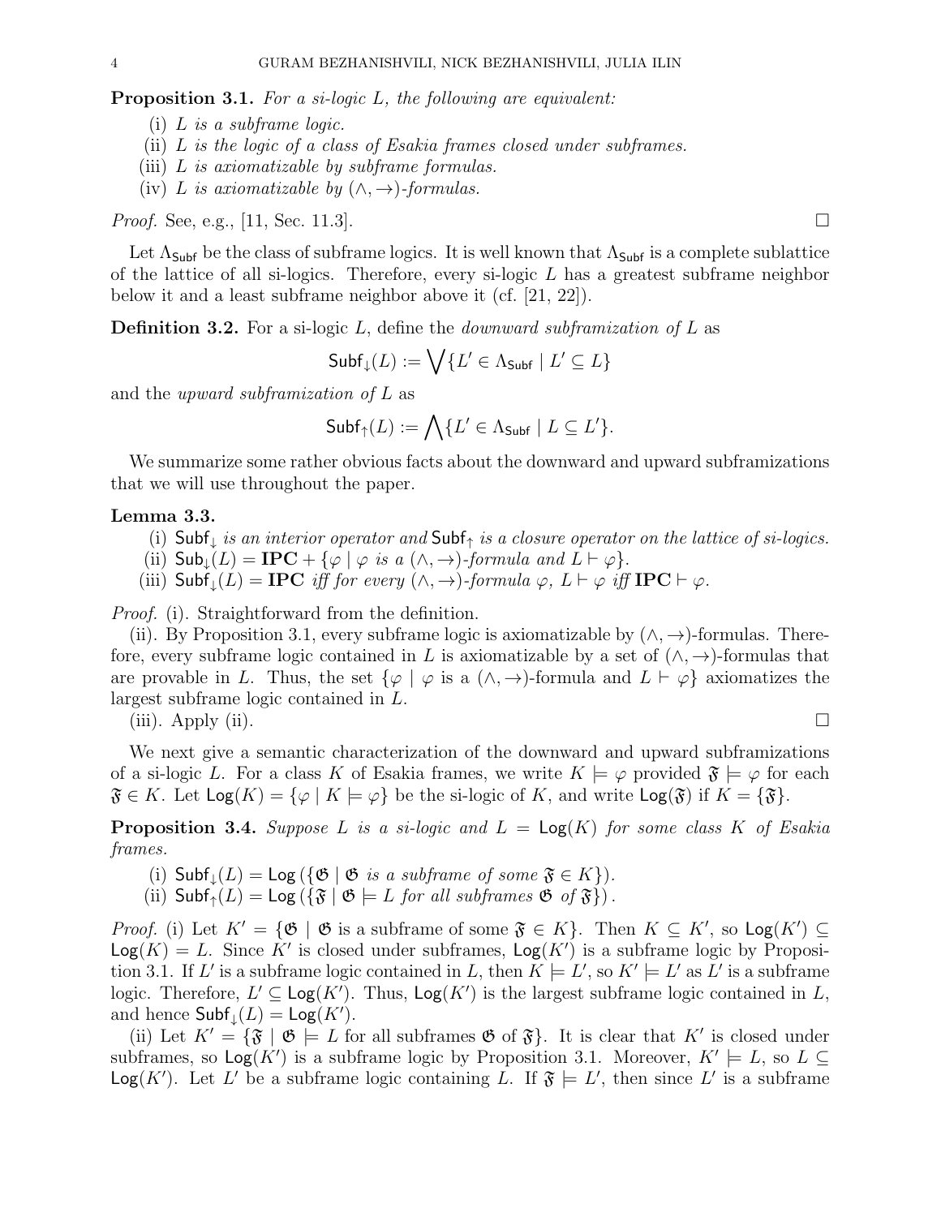**Proposition 3.1.** *For a si-logic $L$, the following are equivalent:*

(i) *$L$ is a subframe logic.*
(ii) *$L$ is the logic of a class of Esakia frames closed under subframes.*
(iii) *$L$ is axiomatizable by subframe formulas.*
(iv) *$L$ is axiomatizable by $(\wedge, \to)$-formulas.*

*Proof.* See, e.g., [11, Sec. 11.3]. □

Let $\Lambda_{\mathsf{Subf}}$ be the class of subframe logics. It is well known that $\Lambda_{\mathsf{Subf}}$ is a complete sublattice of the lattice of all si-logics. Therefore, every si-logic $L$ has a greatest subframe neighbor below it and a least subframe neighbor above it (cf. [21, 22]).

**Definition 3.2.** For a si-logic $L$, define the *downward subframization of $L$* as

$$\mathsf{Subf}_{\downarrow}(L) := \bigvee \{L' \in \Lambda_{\mathsf{Subf}} \mid L' \subseteq L\}$$

and the *upward subframization of $L$* as

$$\mathsf{Subf}_{\uparrow}(L) := \bigwedge \{L' \in \Lambda_{\mathsf{Subf}} \mid L \subseteq L'\}.$$

We summarize some rather obvious facts about the downward and upward subframizations that we will use throughout the paper.

**Lemma 3.3.**

(i) *$\mathsf{Subf}_{\downarrow}$ is an interior operator and $\mathsf{Subf}_{\uparrow}$ is a closure operator on the lattice of si-logics.*
(ii) *$\mathsf{Sub}_{\downarrow}(L) = \mathbf{IPC} + \{\varphi \mid \varphi$ is a $(\wedge, \to)$-formula and $L \vdash \varphi\}$.*
(iii) *$\mathsf{Subf}_{\downarrow}(L) = \mathbf{IPC}$ iff for every $(\wedge, \to)$-formula $\varphi$, $L \vdash \varphi$ iff $\mathbf{IPC} \vdash \varphi$.*

*Proof.* (i). Straightforward from the definition.

(ii). By Proposition 3.1, every subframe logic is axiomatizable by $(\wedge, \to)$-formulas. Therefore, every subframe logic contained in $L$ is axiomatizable by a set of $(\wedge, \to)$-formulas that are provable in $L$. Thus, the set $\{\varphi \mid \varphi$ is a $(\wedge, \to)$-formula and $L \vdash \varphi\}$ axiomatizes the largest subframe logic contained in $L$.

(iii). Apply (ii). □

We next give a semantic characterization of the downward and upward subframizations of a si-logic $L$. For a class $K$ of Esakia frames, we write $K \models \varphi$ provided $\mathfrak{F} \models \varphi$ for each $\mathfrak{F} \in K$. Let $\mathsf{Log}(K) = \{\varphi \mid K \models \varphi\}$ be the si-logic of $K$, and write $\mathsf{Log}(\mathfrak{F})$ if $K = \{\mathfrak{F}\}$.

**Proposition 3.4.** *Suppose $L$ is a si-logic and $L = \mathsf{Log}(K)$ for some class $K$ of Esakia frames.*

(i) *$\mathsf{Subf}_{\downarrow}(L) = \mathsf{Log}(\{\mathfrak{G} \mid \mathfrak{G}$ is a subframe of some $\mathfrak{F} \in K\})$.*
(ii) *$\mathsf{Subf}_{\uparrow}(L) = \mathsf{Log}(\{\mathfrak{F} \mid \mathfrak{G} \models L$ for all subframes $\mathfrak{G}$ of $\mathfrak{F}\})$.*

*Proof.* (i) Let $K' = \{\mathfrak{G} \mid \mathfrak{G}$ is a subframe of some $\mathfrak{F} \in K\}$. Then $K \subseteq K'$, so $\mathsf{Log}(K') \subseteq \mathsf{Log}(K) = L$. Since $K'$ is closed under subframes, $\mathsf{Log}(K')$ is a subframe logic by Proposition 3.1. If $L'$ is a subframe logic contained in $L$, then $K \models L'$, so $K' \models L'$ as $L'$ is a subframe logic. Therefore, $L' \subseteq \mathsf{Log}(K')$. Thus, $\mathsf{Log}(K')$ is the largest subframe logic contained in $L$, and hence $\mathsf{Subf}_{\downarrow}(L) = \mathsf{Log}(K')$.

(ii) Let $K' = \{\mathfrak{F} \mid \mathfrak{G} \models L$ for all subframes $\mathfrak{G}$ of $\mathfrak{F}\}$. It is clear that $K'$ is closed under subframes, so $\mathsf{Log}(K')$ is a subframe logic by Proposition 3.1. Moreover, $K' \models L$, so $L \subseteq \mathsf{Log}(K')$. Let $L'$ be a subframe logic containing $L$. If $\mathfrak{F} \models L'$, then since $L'$ is a subframe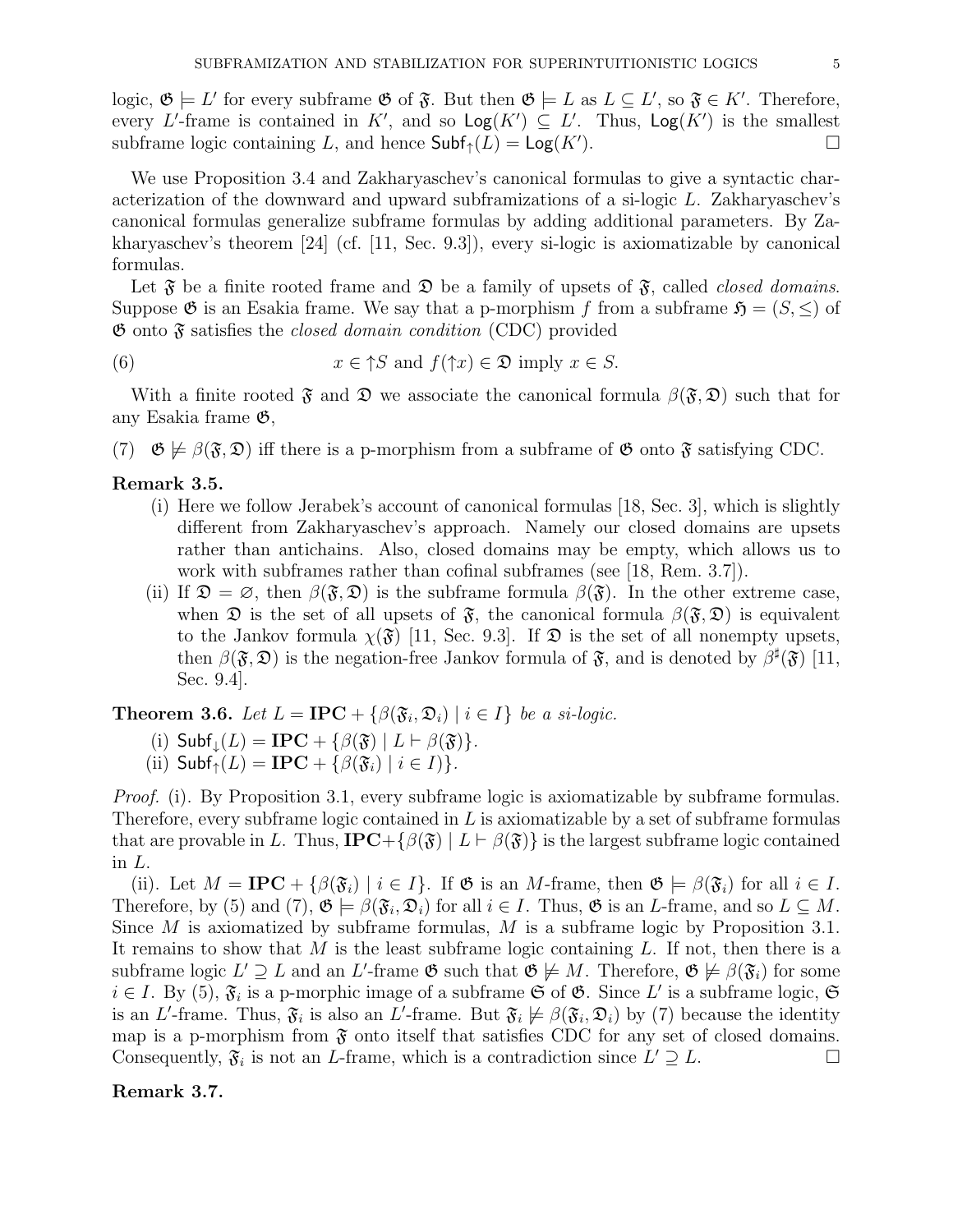logic, $\mathfrak{G} \models L'$ for every subframe $\mathfrak{G}$ of $\mathfrak{F}$. But then $\mathfrak{G} \models L$ as $L \subseteq L'$, so $\mathfrak{F} \in K'$. Therefore, every $L'$-frame is contained in $K'$, and so $\mathsf{Log}(K') \subseteq L'$. Thus, $\mathsf{Log}(K')$ is the smallest subframe logic containing $L$, and hence $\mathsf{Subf}_{\uparrow}(L) = \mathsf{Log}(K')$. $\square$

We use Proposition 3.4 and Zakharyaschev's canonical formulas to give a syntactic characterization of the downward and upward subframizations of a si-logic $L$. Zakharyaschev's canonical formulas generalize subframe formulas by adding additional parameters. By Zakharyaschev's theorem [24] (cf. [11, Sec. 9.3]), every si-logic is axiomatizable by canonical formulas.

Let $\mathfrak{F}$ be a finite rooted frame and $\mathfrak{D}$ be a family of upsets of $\mathfrak{F}$, called *closed domains*. Suppose $\mathfrak{G}$ is an Esakia frame. We say that a p-morphism $f$ from a subframe $\mathfrak{H} = (S, \leq)$ of $\mathfrak{G}$ onto $\mathfrak{F}$ satisfies the *closed domain condition* (CDC) provided

$$x \in {\uparrow}S \text{ and } f({\uparrow}x) \in \mathfrak{D} \text{ imply } x \in S. \tag{6}$$

With a finite rooted $\mathfrak{F}$ and $\mathfrak{D}$ we associate the canonical formula $\beta(\mathfrak{F}, \mathfrak{D})$ such that for any Esakia frame $\mathfrak{G}$,

(7) $\quad \mathfrak{G} \not\models \beta(\mathfrak{F}, \mathfrak{D})$ iff there is a p-morphism from a subframe of $\mathfrak{G}$ onto $\mathfrak{F}$ satisfying CDC.

**Remark 3.5.**

(i) Here we follow Jerabek's account of canonical formulas [18, Sec. 3], which is slightly different from Zakharyaschev's approach. Namely our closed domains are upsets rather than antichains. Also, closed domains may be empty, which allows us to work with subframes rather than cofinal subframes (see [18, Rem. 3.7]).

(ii) If $\mathfrak{D} = \varnothing$, then $\beta(\mathfrak{F}, \mathfrak{D})$ is the subframe formula $\beta(\mathfrak{F})$. In the other extreme case, when $\mathfrak{D}$ is the set of all upsets of $\mathfrak{F}$, the canonical formula $\beta(\mathfrak{F}, \mathfrak{D})$ is equivalent to the Jankov formula $\chi(\mathfrak{F})$ [11, Sec. 9.3]. If $\mathfrak{D}$ is the set of all nonempty upsets, then $\beta(\mathfrak{F}, \mathfrak{D})$ is the negation-free Jankov formula of $\mathfrak{F}$, and is denoted by $\beta^{\sharp}(\mathfrak{F})$ [11, Sec. 9.4].

**Theorem 3.6.** *Let $L = \mathbf{IPC} + \{\beta(\mathfrak{F}_i, \mathfrak{D}_i) \mid i \in I\}$ be a si-logic.*

(i) $\mathsf{Subf}_{\downarrow}(L) = \mathbf{IPC} + \{\beta(\mathfrak{F}) \mid L \vdash \beta(\mathfrak{F})\}$.

(ii) $\mathsf{Subf}_{\uparrow}(L) = \mathbf{IPC} + \{\beta(\mathfrak{F}_i) \mid i \in I)\}$.

*Proof.* (i). By Proposition 3.1, every subframe logic is axiomatizable by subframe formulas. Therefore, every subframe logic contained in $L$ is axiomatizable by a set of subframe formulas that are provable in $L$. Thus, $\mathbf{IPC}+\{\beta(\mathfrak{F}) \mid L \vdash \beta(\mathfrak{F})\}$ is the largest subframe logic contained in $L$.

(ii). Let $M = \mathbf{IPC} + \{\beta(\mathfrak{F}_i) \mid i \in I\}$. If $\mathfrak{G}$ is an $M$-frame, then $\mathfrak{G} \models \beta(\mathfrak{F}_i)$ for all $i \in I$. Therefore, by (5) and (7), $\mathfrak{G} \models \beta(\mathfrak{F}_i, \mathfrak{D}_i)$ for all $i \in I$. Thus, $\mathfrak{G}$ is an $L$-frame, and so $L \subseteq M$. Since $M$ is axiomatized by subframe formulas, $M$ is a subframe logic by Proposition 3.1. It remains to show that $M$ is the least subframe logic containing $L$. If not, then there is a subframe logic $L' \supseteq L$ and an $L'$-frame $\mathfrak{G}$ such that $\mathfrak{G} \not\models M$. Therefore, $\mathfrak{G} \not\models \beta(\mathfrak{F}_i)$ for some $i \in I$. By (5), $\mathfrak{F}_i$ is a p-morphic image of a subframe $\mathfrak{S}$ of $\mathfrak{G}$. Since $L'$ is a subframe logic, $\mathfrak{S}$ is an $L'$-frame. Thus, $\mathfrak{F}_i$ is also an $L'$-frame. But $\mathfrak{F}_i \not\models \beta(\mathfrak{F}_i, \mathfrak{D}_i)$ by (7) because the identity map is a p-morphism from $\mathfrak{F}$ onto itself that satisfies CDC for any set of closed domains. Consequently, $\mathfrak{F}_i$ is not an $L$-frame, which is a contradiction since $L' \supseteq L$. $\square$

**Remark 3.7.**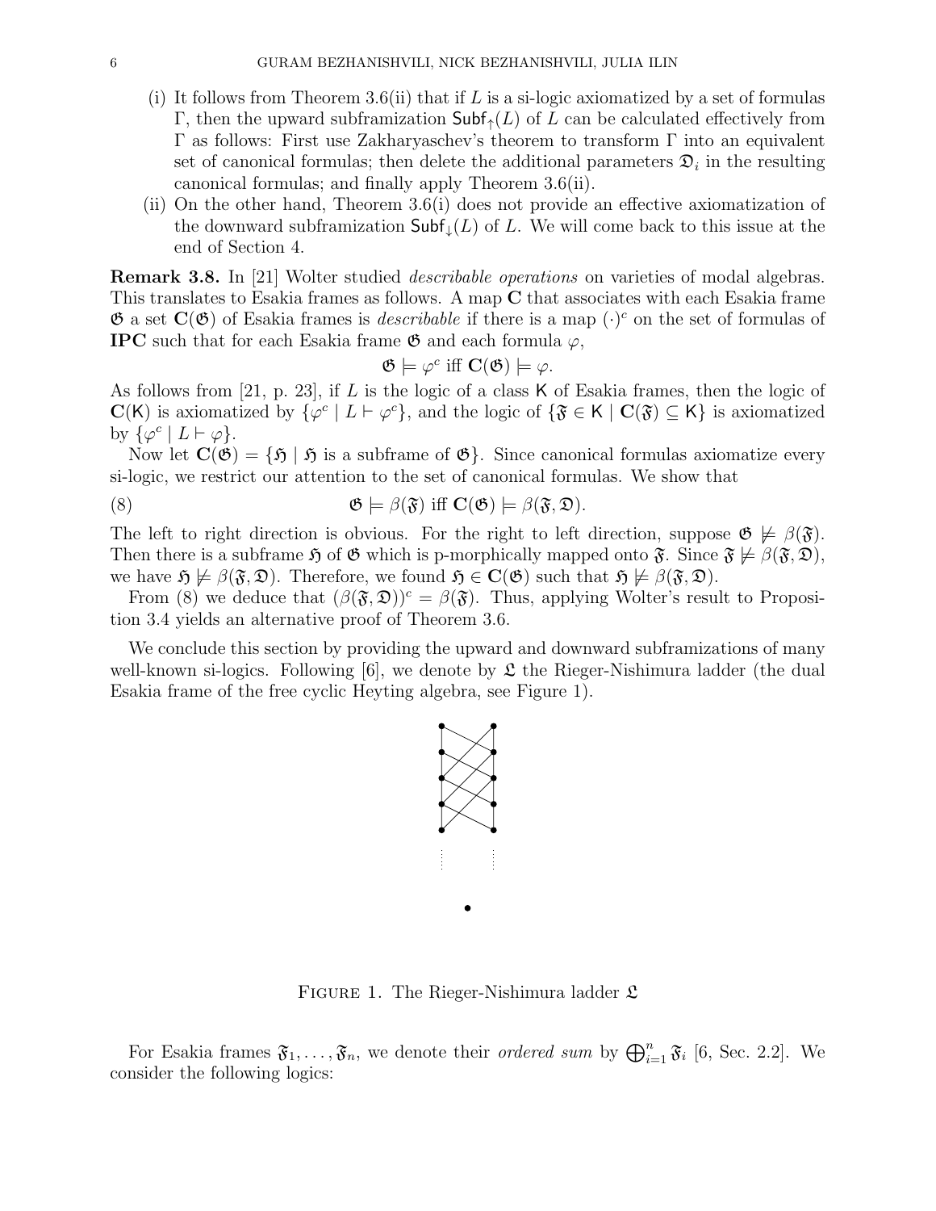(i) It follows from Theorem 3.6(ii) that if $L$ is a si-logic axiomatized by a set of formulas $\Gamma$, then the upward subframization $\mathsf{Subf}_{\uparrow}(L)$ of $L$ can be calculated effectively from $\Gamma$ as follows: First use Zakharyaschev's theorem to transform $\Gamma$ into an equivalent set of canonical formulas; then delete the additional parameters $\mathfrak{D}_i$ in the resulting canonical formulas; and finally apply Theorem 3.6(ii).

(ii) On the other hand, Theorem 3.6(i) does not provide an effective axiomatization of the downward subframization $\mathsf{Subf}_{\downarrow}(L)$ of $L$. We will come back to this issue at the end of Section 4.

**Remark 3.8.** In [21] Wolter studied *describable operations* on varieties of modal algebras. This translates to Esakia frames as follows. A map $\mathbf{C}$ that associates with each Esakia frame $\mathfrak{G}$ a set $\mathbf{C}(\mathfrak{G})$ of Esakia frames is *describable* if there is a map $(\cdot)^c$ on the set of formulas of **IPC** such that for each Esakia frame $\mathfrak{G}$ and each formula $\varphi$,

$$\mathfrak{G} \models \varphi^c \text{ iff } \mathbf{C}(\mathfrak{G}) \models \varphi.$$

As follows from [21, p. 23], if $L$ is the logic of a class $\mathsf{K}$ of Esakia frames, then the logic of $\mathbf{C}(\mathsf{K})$ is axiomatized by $\{\varphi^c \mid L \vdash \varphi^c\}$, and the logic of $\{\mathfrak{F} \in \mathsf{K} \mid \mathbf{C}(\mathfrak{F}) \subseteq \mathsf{K}\}$ is axiomatized by $\{\varphi^c \mid L \vdash \varphi\}$.

Now let $\mathbf{C}(\mathfrak{G}) = \{\mathfrak{H} \mid \mathfrak{H} \text{ is a subframe of } \mathfrak{G}\}$. Since canonical formulas axiomatize every si-logic, we restrict our attention to the set of canonical formulas. We show that

$$\mathfrak{G} \models \beta(\mathfrak{F}) \text{ iff } \mathbf{C}(\mathfrak{G}) \models \beta(\mathfrak{F}, \mathfrak{D}). \tag{8}$$

The left to right direction is obvious. For the right to left direction, suppose $\mathfrak{G} \not\models \beta(\mathfrak{F})$. Then there is a subframe $\mathfrak{H}$ of $\mathfrak{G}$ which is p-morphically mapped onto $\mathfrak{F}$. Since $\mathfrak{F} \not\models \beta(\mathfrak{F}, \mathfrak{D})$, we have $\mathfrak{H} \not\models \beta(\mathfrak{F}, \mathfrak{D})$. Therefore, we found $\mathfrak{H} \in \mathbf{C}(\mathfrak{G})$ such that $\mathfrak{H} \not\models \beta(\mathfrak{F}, \mathfrak{D})$.

From (8) we deduce that $(\beta(\mathfrak{F}, \mathfrak{D}))^c = \beta(\mathfrak{F})$. Thus, applying Wolter's result to Proposition 3.4 yields an alternative proof of Theorem 3.6.

We conclude this section by providing the upward and downward subframizations of many well-known si-logics. Following [6], we denote by $\mathfrak{L}$ the Rieger-Nishimura ladder (the dual Esakia frame of the free cyclic Heyting algebra, see Figure 1).

FIGURE 1. The Rieger-Nishimura ladder $\mathfrak{L}$

For Esakia frames $\mathfrak{F}_1, \ldots, \mathfrak{F}_n$, we denote their *ordered sum* by $\bigoplus_{i=1}^n \mathfrak{F}_i$ [6, Sec. 2.2]. We consider the following logics: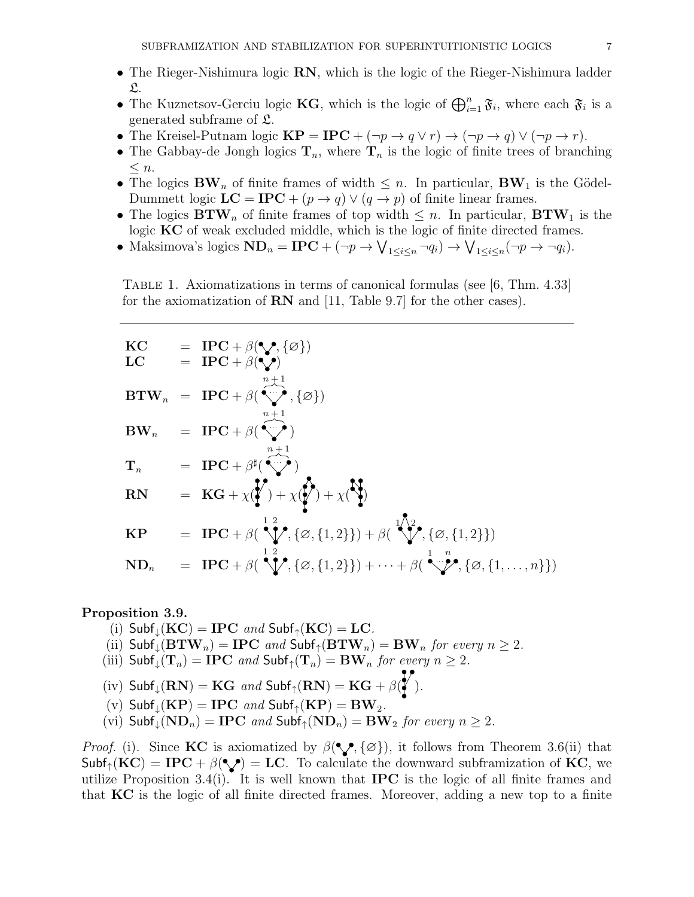- The Rieger-Nishimura logic **RN**, which is the logic of the Rieger-Nishimura ladder $\mathfrak{L}$.
- The Kuznetsov-Gerciu logic **KG**, which is the logic of $\bigoplus_{i=1}^n \mathfrak{F}_i$, where each $\mathfrak{F}_i$ is a generated subframe of $\mathfrak{L}$.
- The Kreisel-Putnam logic $\mathbf{KP} = \mathbf{IPC} + (\neg p \to q \vee r) \to (\neg p \to q) \vee (\neg p \to r)$.
- The Gabbay-de Jongh logics $\mathbf{T}_n$, where $\mathbf{T}_n$ is the logic of finite trees of branching $\leq n$.
- The logics $\mathbf{BW}_n$ of finite frames of width $\leq n$. In particular, $\mathbf{BW}_1$ is the Gödel-Dummett logic $\mathbf{LC} = \mathbf{IPC} + (p \to q) \vee (q \to p)$ of finite linear frames.
- The logics $\mathbf{BTW}_n$ of finite frames of top width $\leq n$. In particular, $\mathbf{BTW}_1$ is the logic **KC** of weak excluded middle, which is the logic of finite directed frames.
- Maksimova's logics $\mathbf{ND}_n = \mathbf{IPC} + (\neg p \to \bigvee_{1 \leq i \leq n} \neg q_i) \to \bigvee_{1 \leq i \leq n}(\neg p \to \neg q_i)$.

Table 1. Axiomatizations in terms of canonical formulas (see [6, Thm. 4.33] for the axiomatization of **RN** and [11, Table 9.7] for the other cases).

$$\mathbf{KC} = \mathbf{IPC} + \beta(\text{fork}, \{\varnothing\})$$
$$\mathbf{LC} = \mathbf{IPC} + \beta(\text{fork})$$
$$\mathbf{BTW}_n = \mathbf{IPC} + \beta(\text{fan with } n+1 \text{ maximal points}, \{\varnothing\})$$
$$\mathbf{BW}_n = \mathbf{IPC} + \beta(\text{fan with } n+1 \text{ maximal points})$$
$$\mathbf{T}_n = \mathbf{IPC} + \beta^\sharp(\text{fan with } n+1 \text{ maximal points})$$
$$\mathbf{RN} = \mathbf{KG} + \chi(\cdot) + \chi(\cdot) + \chi(\cdot)$$
$$\mathbf{KP} = \mathbf{IPC} + \beta(\cdot, \{\varnothing, \{1,2\}\}) + \beta(\cdot, \{\varnothing, \{1,2\}\})$$
$$\mathbf{ND}_n = \mathbf{IPC} + \beta(\cdot, \{\varnothing, \{1,2\}\}) + \cdots + \beta(\cdot, \{\varnothing, \{1,\dots,n\}\})$$

**Proposition 3.9.**

(i) $\mathsf{Subf}_\downarrow(\mathbf{KC}) = \mathbf{IPC}$ *and* $\mathsf{Subf}_\uparrow(\mathbf{KC}) = \mathbf{LC}$.

(ii) $\mathsf{Subf}_\downarrow(\mathbf{BTW}_n) = \mathbf{IPC}$ *and* $\mathsf{Subf}_\uparrow(\mathbf{BTW}_n) = \mathbf{BW}_n$ *for every* $n \geq 2$.

(iii) $\mathsf{Subf}_\downarrow(\mathbf{T}_n) = \mathbf{IPC}$ *and* $\mathsf{Subf}_\uparrow(\mathbf{T}_n) = \mathbf{BW}_n$ *for every* $n \geq 2$.

(iv) $\mathsf{Subf}_\downarrow(\mathbf{RN}) = \mathbf{KG}$ *and* $\mathsf{Subf}_\uparrow(\mathbf{RN}) = \mathbf{KG} + \beta(\cdot)$.

(v) $\mathsf{Subf}_\downarrow(\mathbf{KP}) = \mathbf{IPC}$ *and* $\mathsf{Subf}_\uparrow(\mathbf{KP}) = \mathbf{BW}_2$.

(vi) $\mathsf{Subf}_\downarrow(\mathbf{ND}_n) = \mathbf{IPC}$ *and* $\mathsf{Subf}_\uparrow(\mathbf{ND}_n) = \mathbf{BW}_2$ *for every* $n \geq 2$.

*Proof.* (i). Since **KC** is axiomatized by $\beta(\text{fork}, \{\varnothing\})$, it follows from Theorem 3.6(ii) that $\mathsf{Subf}_\uparrow(\mathbf{KC}) = \mathbf{IPC} + \beta(\text{fork}) = \mathbf{LC}$. To calculate the downward subframization of **KC**, we utilize Proposition 3.4(i). It is well known that **IPC** is the logic of all finite frames and that **KC** is the logic of all finite directed frames. Moreover, adding a new top to a finite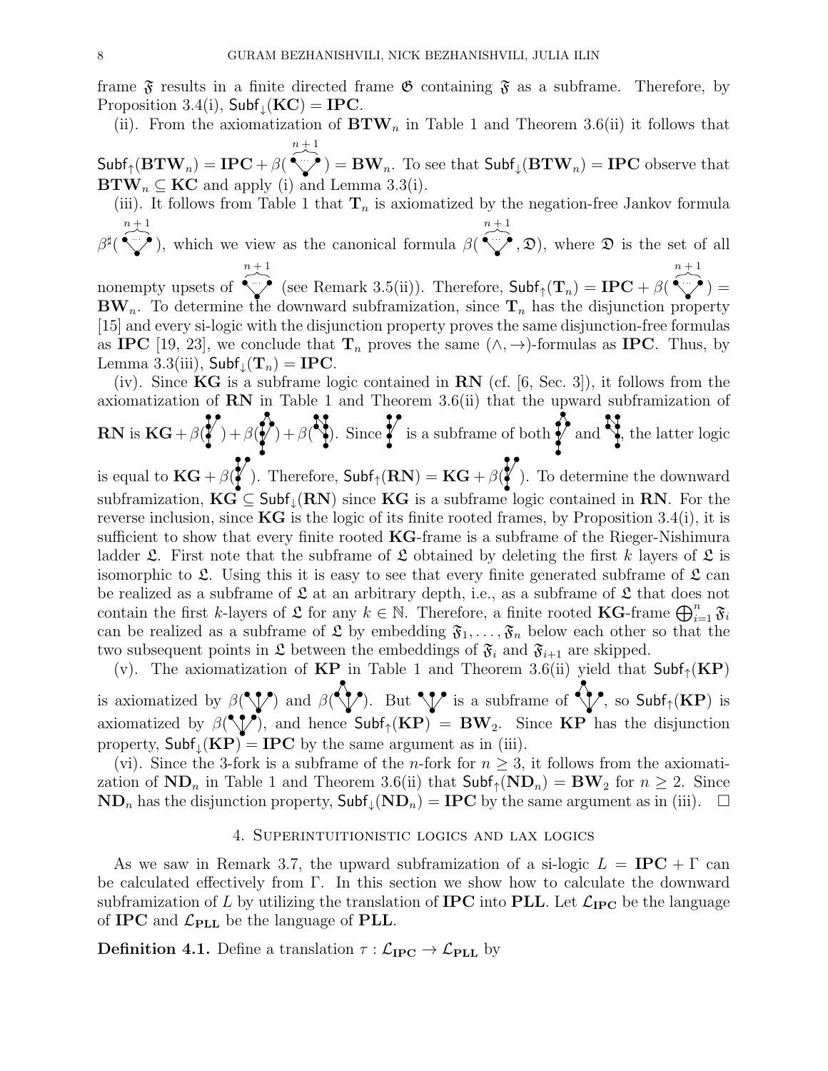frame $\mathfrak{F}$ results in a finite directed frame $\mathfrak{G}$ containing $\mathfrak{F}$ as a subframe. Therefore, by Proposition 3.4(i), $\mathsf{Subf}_\downarrow(\mathbf{KC}) = \mathbf{IPC}$.

(ii). From the axiomatization of $\mathbf{BTW}_n$ in Table 1 and Theorem 3.6(ii) it follows that $\mathsf{Subf}_\uparrow(\mathbf{BTW}_n) = \mathbf{IPC} + \beta(\overbrace{\cdots}^{n+1}) = \mathbf{BW}_n$. To see that $\mathsf{Subf}_\downarrow(\mathbf{BTW}_n) = \mathbf{IPC}$ observe that $\mathbf{BTW}_n \subseteq \mathbf{KC}$ and apply (i) and Lemma 3.3(i).

(iii). It follows from Table 1 that $\mathbf{T}_n$ is axiomatized by the negation-free Jankov formula $\beta^\sharp(\overbrace{\cdots}^{n+1})$, which we view as the canonical formula $\beta(\overbrace{\cdots}^{n+1}, \mathfrak{D})$, where $\mathfrak{D}$ is the set of all nonempty upsets of $\overbrace{\cdots}^{n+1}$ (see Remark 3.5(ii)). Therefore, $\mathsf{Subf}_\uparrow(\mathbf{T}_n) = \mathbf{IPC} + \beta(\overbrace{\cdots}^{n+1}) = \mathbf{BW}_n$. To determine the downward subframization, since $\mathbf{T}_n$ has the disjunction property [15] and every si-logic with the disjunction property proves the same disjunction-free formulas as $\mathbf{IPC}$ [19, 23], we conclude that $\mathbf{T}_n$ proves the same $(\wedge, \to)$-formulas as $\mathbf{IPC}$. Thus, by Lemma 3.3(iii), $\mathsf{Subf}_\downarrow(\mathbf{T}_n) = \mathbf{IPC}$.

(iv). Since $\mathbf{KG}$ is a subframe logic contained in $\mathbf{RN}$ (cf. [6, Sec. 3]), it follows from the axiomatization of $\mathbf{RN}$ in Table 1 and Theorem 3.6(ii) that the upward subframization of $\mathbf{RN}$ is $\mathbf{KG} + \beta(\cdot) + \beta(\cdot) + \beta(\cdot)$. Since the first frame is a subframe of both the second and the third, the latter logic is equal to $\mathbf{KG} + \beta(\cdot)$. Therefore, $\mathsf{Subf}_\uparrow(\mathbf{RN}) = \mathbf{KG} + \beta(\cdot)$. To determine the downward subframization, $\mathbf{KG} \subseteq \mathsf{Subf}_\downarrow(\mathbf{RN})$ since $\mathbf{KG}$ is a subframe logic contained in $\mathbf{RN}$. For the reverse inclusion, since $\mathbf{KG}$ is the logic of its finite rooted frames, by Proposition 3.4(i), it is sufficient to show that every finite rooted $\mathbf{KG}$-frame is a subframe of the Rieger-Nishimura ladder $\mathfrak{L}$. First note that the subframe of $\mathfrak{L}$ obtained by deleting the first $k$ layers of $\mathfrak{L}$ is isomorphic to $\mathfrak{L}$. Using this it is easy to see that every finite generated subframe of $\mathfrak{L}$ can be realized as a subframe of $\mathfrak{L}$ at an arbitrary depth, i.e., as a subframe of $\mathfrak{L}$ that does not contain the first $k$-layers of $\mathfrak{L}$ for any $k \in \mathbb{N}$. Therefore, a finite rooted $\mathbf{KG}$-frame $\bigoplus_{i=1}^n \mathfrak{F}_i$ can be realized as a subframe of $\mathfrak{L}$ by embedding $\mathfrak{F}_1, \ldots, \mathfrak{F}_n$ below each other so that the two subsequent points in $\mathfrak{L}$ between the embeddings of $\mathfrak{F}_i$ and $\mathfrak{F}_{i+1}$ are skipped.

(v). The axiomatization of $\mathbf{KP}$ in Table 1 and Theorem 3.6(ii) yield that $\mathsf{Subf}_\uparrow(\mathbf{KP})$ is axiomatized by $\beta(\cdot)$ and $\beta(\cdot)$. But the first frame is a subframe of the second, so $\mathsf{Subf}_\uparrow(\mathbf{KP})$ is axiomatized by $\beta(\cdot)$, and hence $\mathsf{Subf}_\uparrow(\mathbf{KP}) = \mathbf{BW}_2$. Since $\mathbf{KP}$ has the disjunction property, $\mathsf{Subf}_\downarrow(\mathbf{KP}) = \mathbf{IPC}$ by the same argument as in (iii).

(vi). Since the 3-fork is a subframe of the $n$-fork for $n \geq 3$, it follows from the axiomatization of $\mathbf{ND}_n$ in Table 1 and Theorem 3.6(ii) that $\mathsf{Subf}_\uparrow(\mathbf{ND}_n) = \mathbf{BW}_2$ for $n \geq 2$. Since $\mathbf{ND}_n$ has the disjunction property, $\mathsf{Subf}_\downarrow(\mathbf{ND}_n) = \mathbf{IPC}$ by the same argument as in (iii). $\square$

## 4. Superintuitionistic logics and lax logics

As we saw in Remark 3.7, the upward subframization of a si-logic $L = \mathbf{IPC} + \Gamma$ can be calculated effectively from $\Gamma$. In this section we show how to calculate the downward subframization of $L$ by utilizing the translation of $\mathbf{IPC}$ into $\mathbf{PLL}$. Let $\mathcal{L}_{\mathbf{IPC}}$ be the language of $\mathbf{IPC}$ and $\mathcal{L}_{\mathbf{PLL}}$ be the language of $\mathbf{PLL}$.

**Definition 4.1.** Define a translation $\tau : \mathcal{L}_{\mathbf{IPC}} \to \mathcal{L}_{\mathbf{PLL}}$ by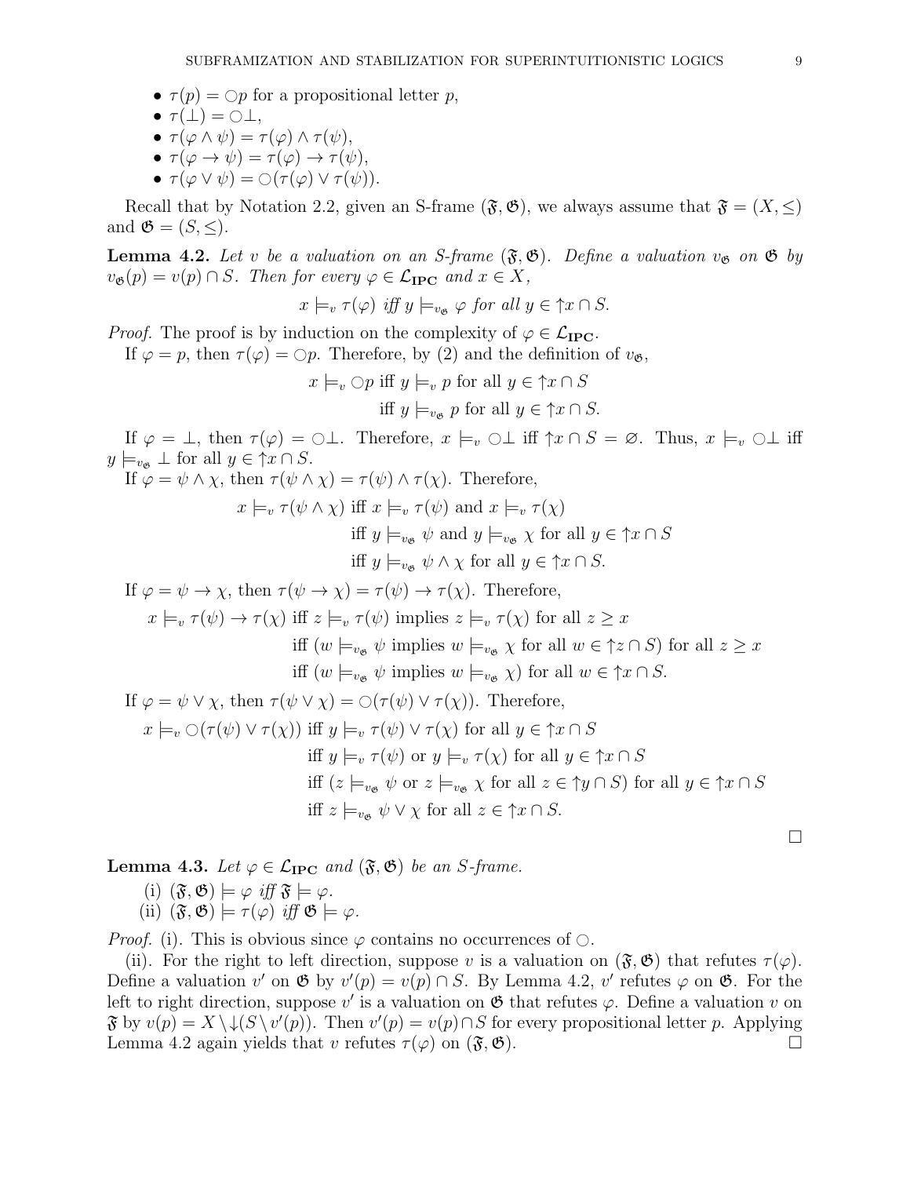- $\tau(p) = \bigcirc p$ for a propositional letter $p$,
- $\tau(\bot) = \bigcirc\bot$,
- $\tau(\varphi \wedge \psi) = \tau(\varphi) \wedge \tau(\psi)$,
- $\tau(\varphi \to \psi) = \tau(\varphi) \to \tau(\psi)$,
- $\tau(\varphi \vee \psi) = \bigcirc(\tau(\varphi) \vee \tau(\psi))$.

Recall that by Notation 2.2, given an S-frame $(\mathfrak{F}, \mathfrak{G})$, we always assume that $\mathfrak{F} = (X, \leq)$ and $\mathfrak{G} = (S, \leq)$.

**Lemma 4.2.** *Let $v$ be a valuation on an S-frame $(\mathfrak{F}, \mathfrak{G})$. Define a valuation $v_{\mathfrak{G}}$ on $\mathfrak{G}$ by $v_{\mathfrak{G}}(p) = v(p) \cap S$. Then for every $\varphi \in \mathcal{L}_{\mathbf{IPC}}$ and $x \in X$,*

$$x \models_v \tau(\varphi) \textit{ iff } y \models_{v_{\mathfrak{G}}} \varphi \textit{ for all } y \in {\uparrow} x \cap S.$$

*Proof.* The proof is by induction on the complexity of $\varphi \in \mathcal{L}_{\mathbf{IPC}}$.

If $\varphi = p$, then $\tau(\varphi) = \bigcirc p$. Therefore, by (2) and the definition of $v_{\mathfrak{G}}$,

$$\begin{aligned} x \models_v \bigcirc p &\text{ iff } y \models_v p \text{ for all } y \in {\uparrow} x \cap S \\ &\text{ iff } y \models_{v_{\mathfrak{G}}} p \text{ for all } y \in {\uparrow} x \cap S. \end{aligned}$$

If $\varphi = \bot$, then $\tau(\varphi) = \bigcirc\bot$. Therefore, $x \models_v \bigcirc\bot$ iff ${\uparrow} x \cap S = \varnothing$. Thus, $x \models_v \bigcirc\bot$ iff $y \models_{v_{\mathfrak{G}}} \bot$ for all $y \in {\uparrow} x \cap S$.

If $\varphi = \psi \wedge \chi$, then $\tau(\psi \wedge \chi) = \tau(\psi) \wedge \tau(\chi)$. Therefore,

$$\begin{aligned} x \models_v \tau(\psi \wedge \chi) &\text{ iff } x \models_v \tau(\psi) \text{ and } x \models_v \tau(\chi) \\ &\text{ iff } y \models_{v_{\mathfrak{G}}} \psi \text{ and } y \models_{v_{\mathfrak{G}}} \chi \text{ for all } y \in {\uparrow} x \cap S \\ &\text{ iff } y \models_{v_{\mathfrak{G}}} \psi \wedge \chi \text{ for all } y \in {\uparrow} x \cap S. \end{aligned}$$

If $\varphi = \psi \to \chi$, then $\tau(\psi \to \chi) = \tau(\psi) \to \tau(\chi)$. Therefore,

$$\begin{aligned} x \models_v \tau(\psi) \to \tau(\chi) &\text{ iff } z \models_v \tau(\psi) \text{ implies } z \models_v \tau(\chi) \text{ for all } z \geq x \\ &\text{ iff } (w \models_{v_{\mathfrak{G}}} \psi \text{ implies } w \models_{v_{\mathfrak{G}}} \chi \text{ for all } w \in {\uparrow} z \cap S) \text{ for all } z \geq x \\ &\text{ iff } (w \models_{v_{\mathfrak{G}}} \psi \text{ implies } w \models_{v_{\mathfrak{G}}} \chi) \text{ for all } w \in {\uparrow} x \cap S. \end{aligned}$$

If $\varphi = \psi \vee \chi$, then $\tau(\psi \vee \chi) = \bigcirc(\tau(\psi) \vee \tau(\chi))$. Therefore,

$$\begin{aligned} x \models_v \bigcirc(\tau(\psi) \vee \tau(\chi)) &\text{ iff } y \models_v \tau(\psi) \vee \tau(\chi) \text{ for all } y \in {\uparrow} x \cap S \\ &\text{ iff } y \models_v \tau(\psi) \text{ or } y \models_v \tau(\chi) \text{ for all } y \in {\uparrow} x \cap S \\ &\text{ iff } (z \models_{v_{\mathfrak{G}}} \psi \text{ or } z \models_{v_{\mathfrak{G}}} \chi \text{ for all } z \in {\uparrow} y \cap S) \text{ for all } y \in {\uparrow} x \cap S \\ &\text{ iff } z \models_{v_{\mathfrak{G}}} \psi \vee \chi \text{ for all } z \in {\uparrow} x \cap S. \end{aligned}$$

$\square$

**Lemma 4.3.** *Let $\varphi \in \mathcal{L}_{\mathbf{IPC}}$ and $(\mathfrak{F}, \mathfrak{G})$ be an S-frame.*

(i) *$(\mathfrak{F}, \mathfrak{G}) \models \varphi$ iff $\mathfrak{F} \models \varphi$.*

(ii) *$(\mathfrak{F}, \mathfrak{G}) \models \tau(\varphi)$ iff $\mathfrak{G} \models \varphi$.*

*Proof.* (i). This is obvious since $\varphi$ contains no occurrences of $\bigcirc$.

(ii). For the right to left direction, suppose $v$ is a valuation on $(\mathfrak{F}, \mathfrak{G})$ that refutes $\tau(\varphi)$. Define a valuation $v'$ on $\mathfrak{G}$ by $v'(p) = v(p) \cap S$. By Lemma 4.2, $v'$ refutes $\varphi$ on $\mathfrak{G}$. For the left to right direction, suppose $v'$ is a valuation on $\mathfrak{G}$ that refutes $\varphi$. Define a valuation $v$ on $\mathfrak{F}$ by $v(p) = X \setminus {\downarrow}(S \setminus v'(p))$. Then $v'(p) = v(p) \cap S$ for every propositional letter $p$. Applying Lemma 4.2 again yields that $v$ refutes $\tau(\varphi)$ on $(\mathfrak{F}, \mathfrak{G})$. $\square$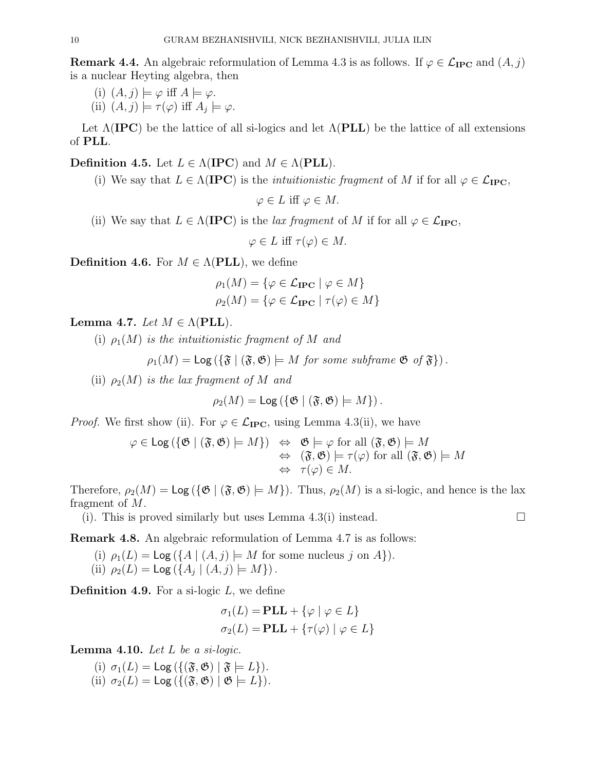**Remark 4.4.** An algebraic reformulation of Lemma 4.3 is as follows. If $\varphi \in \mathcal{L}_{\mathbf{IPC}}$ and $(A, j)$ is a nuclear Heyting algebra, then

(i) $(A, j) \models \varphi$ iff $A \models \varphi$.
(ii) $(A, j) \models \tau(\varphi)$ iff $A_j \models \varphi$.

Let $\Lambda(\mathbf{IPC})$ be the lattice of all si-logics and let $\Lambda(\mathbf{PLL})$ be the lattice of all extensions of $\mathbf{PLL}$.

**Definition 4.5.** Let $L \in \Lambda(\mathbf{IPC})$ and $M \in \Lambda(\mathbf{PLL})$.

(i) We say that $L \in \Lambda(\mathbf{IPC})$ is the *intuitionistic fragment* of $M$ if for all $\varphi \in \mathcal{L}_{\mathbf{IPC}}$,

$$\varphi \in L \text{ iff } \varphi \in M.$$

(ii) We say that $L \in \Lambda(\mathbf{IPC})$ is the *lax fragment* of $M$ if for all $\varphi \in \mathcal{L}_{\mathbf{IPC}}$,

$$\varphi \in L \text{ iff } \tau(\varphi) \in M.$$

**Definition 4.6.** For $M \in \Lambda(\mathbf{PLL})$, we define

$$\rho_1(M) = \{\varphi \in \mathcal{L}_{\mathbf{IPC}} \mid \varphi \in M\}$$
$$\rho_2(M) = \{\varphi \in \mathcal{L}_{\mathbf{IPC}} \mid \tau(\varphi) \in M\}$$

**Lemma 4.7.** *Let $M \in \Lambda(\mathbf{PLL})$.*

(i) *$\rho_1(M)$ is the intuitionistic fragment of $M$ and*

$$\rho_1(M) = \mathsf{Log}\left(\{\mathfrak{F} \mid (\mathfrak{F}, \mathfrak{G}) \models M \text{ for some subframe } \mathfrak{G} \text{ of } \mathfrak{F}\}\right).$$

(ii) *$\rho_2(M)$ is the lax fragment of $M$ and*

$$\rho_2(M) = \mathsf{Log}\left(\{\mathfrak{G} \mid (\mathfrak{F}, \mathfrak{G}) \models M\}\right).$$

*Proof.* We first show (ii). For $\varphi \in \mathcal{L}_{\mathbf{IPC}}$, using Lemma 4.3(ii), we have

$$\begin{aligned}
\varphi \in \mathsf{Log}\left(\{\mathfrak{G} \mid (\mathfrak{F}, \mathfrak{G}) \models M\}\right) \quad &\Leftrightarrow \quad \mathfrak{G} \models \varphi \text{ for all } (\mathfrak{F}, \mathfrak{G}) \models M \\
&\Leftrightarrow \quad (\mathfrak{F}, \mathfrak{G}) \models \tau(\varphi) \text{ for all } (\mathfrak{F}, \mathfrak{G}) \models M \\
&\Leftrightarrow \quad \tau(\varphi) \in M.
\end{aligned}$$

Therefore, $\rho_2(M) = \mathsf{Log}\left(\{\mathfrak{G} \mid (\mathfrak{F}, \mathfrak{G}) \models M\}\right)$. Thus, $\rho_2(M)$ is a si-logic, and hence is the lax fragment of $M$.

(i). This is proved similarly but uses Lemma 4.3(i) instead. $\square$

**Remark 4.8.** An algebraic reformulation of Lemma 4.7 is as follows:

(i) $\rho_1(L) = \mathsf{Log}\left(\{A \mid (A, j) \models M \text{ for some nucleus } j \text{ on } A\}\right)$.
(ii) $\rho_2(L) = \mathsf{Log}\left(\{A_j \mid (A, j) \models M\}\right)$.

**Definition 4.9.** For a si-logic $L$, we define

$$\sigma_1(L) = \mathbf{PLL} + \{\varphi \mid \varphi \in L\}$$
$$\sigma_2(L) = \mathbf{PLL} + \{\tau(\varphi) \mid \varphi \in L\}$$

**Lemma 4.10.** *Let $L$ be a si-logic.*

(i) $\sigma_1(L) = \mathsf{Log}\left(\{(\mathfrak{F}, \mathfrak{G}) \mid \mathfrak{F} \models L\}\right)$.
(ii) $\sigma_2(L) = \mathsf{Log}\left(\{(\mathfrak{F}, \mathfrak{G}) \mid \mathfrak{G} \models L\}\right)$.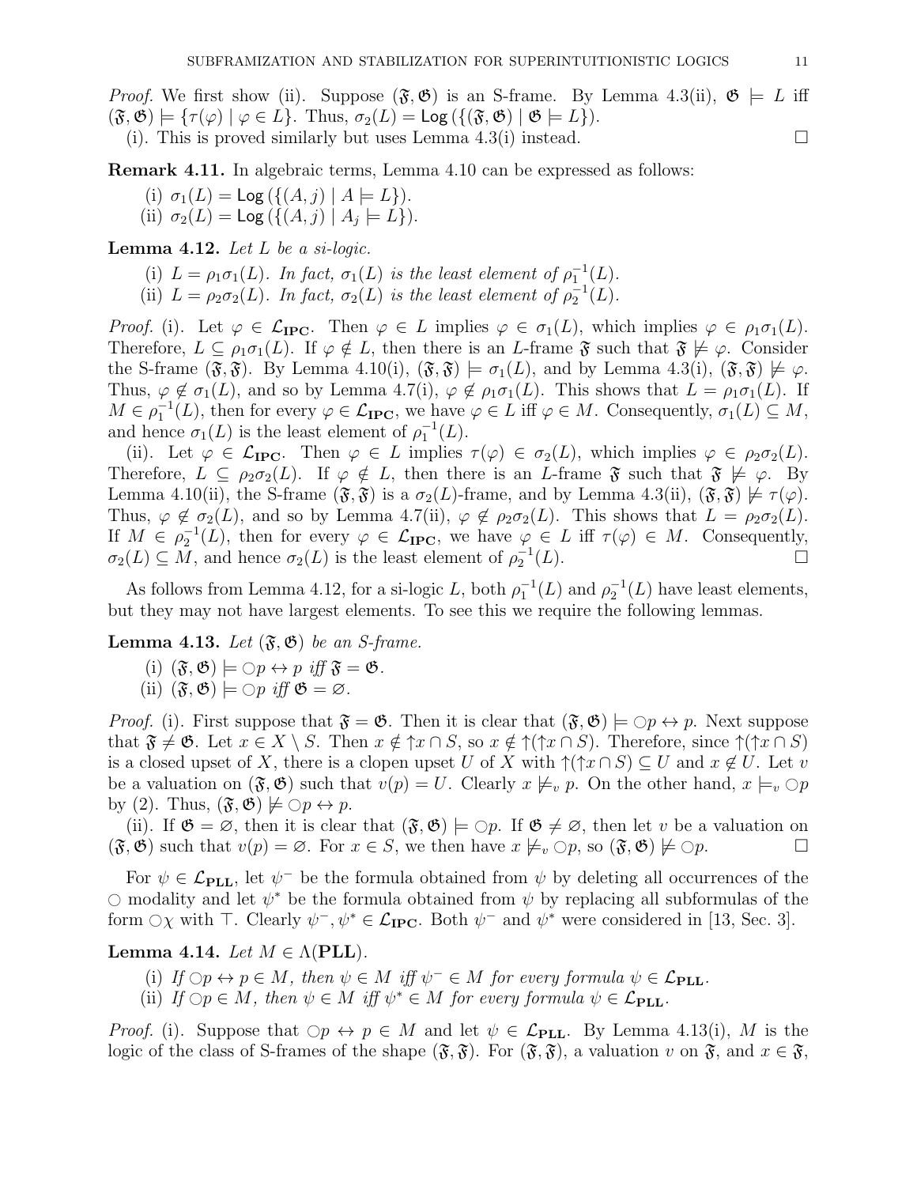*Proof.* We first show (ii). Suppose $(\mathfrak{F}, \mathfrak{G})$ is an S-frame. By Lemma 4.3(ii), $\mathfrak{G} \models L$ iff $(\mathfrak{F}, \mathfrak{G}) \models \{\tau(\varphi) \mid \varphi \in L\}$. Thus, $\sigma_2(L) = \mathsf{Log}(\{(\mathfrak{F}, \mathfrak{G}) \mid \mathfrak{G} \models L\})$.

(i). This is proved similarly but uses Lemma 4.3(i) instead. $\square$

**Remark 4.11.** In algebraic terms, Lemma 4.10 can be expressed as follows:

(i) $\sigma_1(L) = \mathsf{Log}(\{(A, j) \mid A \models L\})$.
(ii) $\sigma_2(L) = \mathsf{Log}(\{(A, j) \mid A_j \models L\})$.

**Lemma 4.12.** *Let $L$ be a si-logic.*

(i) *$L = \rho_1\sigma_1(L)$. In fact, $\sigma_1(L)$ is the least element of $\rho_1^{-1}(L)$.*
(ii) *$L = \rho_2\sigma_2(L)$. In fact, $\sigma_2(L)$ is the least element of $\rho_2^{-1}(L)$.*

*Proof.* (i). Let $\varphi \in \mathcal{L}_{\mathbf{IPC}}$. Then $\varphi \in L$ implies $\varphi \in \sigma_1(L)$, which implies $\varphi \in \rho_1\sigma_1(L)$. Therefore, $L \subseteq \rho_1\sigma_1(L)$. If $\varphi \notin L$, then there is an $L$-frame $\mathfrak{F}$ such that $\mathfrak{F} \not\models \varphi$. Consider the S-frame $(\mathfrak{F}, \mathfrak{F})$. By Lemma 4.10(i), $(\mathfrak{F}, \mathfrak{F}) \models \sigma_1(L)$, and by Lemma 4.3(i), $(\mathfrak{F}, \mathfrak{F}) \not\models \varphi$. Thus, $\varphi \notin \sigma_1(L)$, and so by Lemma 4.7(i), $\varphi \notin \rho_1\sigma_1(L)$. This shows that $L = \rho_1\sigma_1(L)$. If $M \in \rho_1^{-1}(L)$, then for every $\varphi \in \mathcal{L}_{\mathbf{IPC}}$, we have $\varphi \in L$ iff $\varphi \in M$. Consequently, $\sigma_1(L) \subseteq M$, and hence $\sigma_1(L)$ is the least element of $\rho_1^{-1}(L)$.

(ii). Let $\varphi \in \mathcal{L}_{\mathbf{IPC}}$. Then $\varphi \in L$ implies $\tau(\varphi) \in \sigma_2(L)$, which implies $\varphi \in \rho_2\sigma_2(L)$. Therefore, $L \subseteq \rho_2\sigma_2(L)$. If $\varphi \notin L$, then there is an $L$-frame $\mathfrak{F}$ such that $\mathfrak{F} \not\models \varphi$. By Lemma 4.10(ii), the S-frame $(\mathfrak{F}, \mathfrak{F})$ is a $\sigma_2(L)$-frame, and by Lemma 4.3(ii), $(\mathfrak{F}, \mathfrak{F}) \not\models \tau(\varphi)$. Thus, $\varphi \notin \sigma_2(L)$, and so by Lemma 4.7(ii), $\varphi \notin \rho_2\sigma_2(L)$. This shows that $L = \rho_2\sigma_2(L)$. If $M \in \rho_2^{-1}(L)$, then for every $\varphi \in \mathcal{L}_{\mathbf{IPC}}$, we have $\varphi \in L$ iff $\tau(\varphi) \in M$. Consequently, $\sigma_2(L) \subseteq M$, and hence $\sigma_2(L)$ is the least element of $\rho_2^{-1}(L)$. $\square$

As follows from Lemma 4.12, for a si-logic $L$, both $\rho_1^{-1}(L)$ and $\rho_2^{-1}(L)$ have least elements, but they may not have largest elements. To see this we require the following lemmas.

**Lemma 4.13.** *Let $(\mathfrak{F}, \mathfrak{G})$ be an S-frame.*

(i) *$(\mathfrak{F}, \mathfrak{G}) \models \bigcirc p \leftrightarrow p$ iff $\mathfrak{F} = \mathfrak{G}$.*
(ii) *$(\mathfrak{F}, \mathfrak{G}) \models \bigcirc p$ iff $\mathfrak{G} = \varnothing$.*

*Proof.* (i). First suppose that $\mathfrak{F} = \mathfrak{G}$. Then it is clear that $(\mathfrak{F}, \mathfrak{G}) \models \bigcirc p \leftrightarrow p$. Next suppose that $\mathfrak{F} \neq \mathfrak{G}$. Let $x \in X \setminus S$. Then $x \notin {\uparrow}x \cap S$, so $x \notin {\uparrow}({\uparrow}x \cap S)$. Therefore, since ${\uparrow}({\uparrow}x \cap S)$ is a closed upset of $X$, there is a clopen upset $U$ of $X$ with ${\uparrow}({\uparrow}x \cap S) \subseteq U$ and $x \notin U$. Let $v$ be a valuation on $(\mathfrak{F}, \mathfrak{G})$ such that $v(p) = U$. Clearly $x \not\models_v p$. On the other hand, $x \models_v \bigcirc p$ by (2). Thus, $(\mathfrak{F}, \mathfrak{G}) \not\models \bigcirc p \leftrightarrow p$.

(ii). If $\mathfrak{G} = \varnothing$, then it is clear that $(\mathfrak{F}, \mathfrak{G}) \models \bigcirc p$. If $\mathfrak{G} \neq \varnothing$, then let $v$ be a valuation on $(\mathfrak{F}, \mathfrak{G})$ such that $v(p) = \varnothing$. For $x \in S$, we then have $x \not\models_v \bigcirc p$, so $(\mathfrak{F}, \mathfrak{G}) \not\models \bigcirc p$. $\square$

For $\psi \in \mathcal{L}_{\mathbf{PLL}}$, let $\psi^-$ be the formula obtained from $\psi$ by deleting all occurrences of the $\bigcirc$ modality and let $\psi^*$ be the formula obtained from $\psi$ by replacing all subformulas of the form $\bigcirc\chi$ with $\top$. Clearly $\psi^-, \psi^* \in \mathcal{L}_{\mathbf{IPC}}$. Both $\psi^-$ and $\psi^*$ were considered in [13, Sec. 3].

**Lemma 4.14.** *Let $M \in \Lambda(\mathbf{PLL})$.*

(i) *If $\bigcirc p \leftrightarrow p \in M$, then $\psi \in M$ iff $\psi^- \in M$ for every formula $\psi \in \mathcal{L}_{\mathbf{PLL}}$.*
(ii) *If $\bigcirc p \in M$, then $\psi \in M$ iff $\psi^* \in M$ for every formula $\psi \in \mathcal{L}_{\mathbf{PLL}}$.*

*Proof.* (i). Suppose that $\bigcirc p \leftrightarrow p \in M$ and let $\psi \in \mathcal{L}_{\mathbf{PLL}}$. By Lemma 4.13(i), $M$ is the logic of the class of S-frames of the shape $(\mathfrak{F}, \mathfrak{F})$. For $(\mathfrak{F}, \mathfrak{F})$, a valuation $v$ on $\mathfrak{F}$, and $x \in \mathfrak{F}$,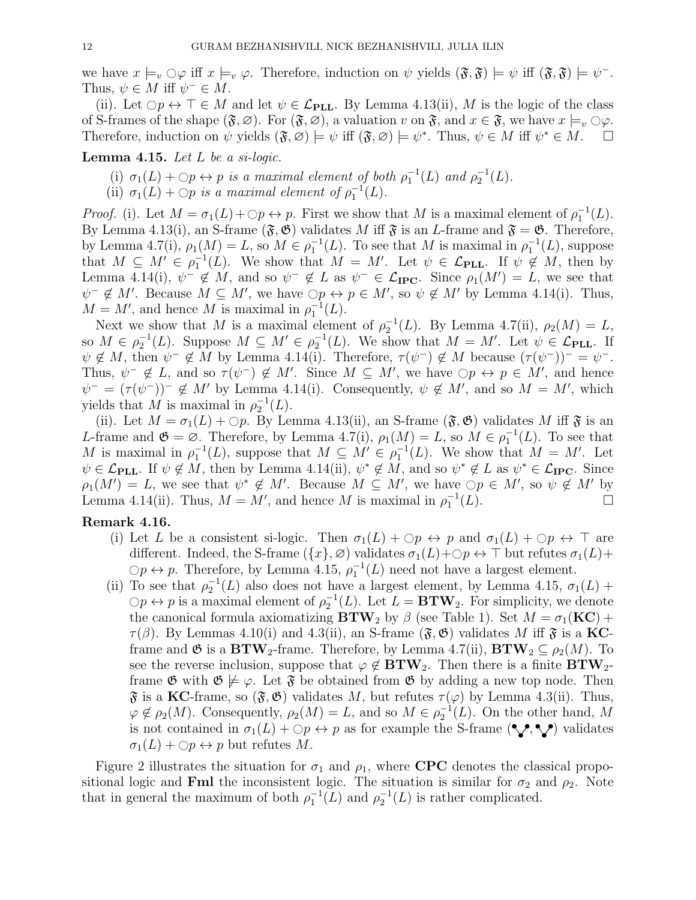we have $x \models_v \bigcirc\varphi$ iff $x \models_v \varphi$. Therefore, induction on $\psi$ yields $(\mathfrak{F}, \mathfrak{F}) \models \psi$ iff $(\mathfrak{F}, \mathfrak{F}) \models \psi^-$. Thus, $\psi \in M$ iff $\psi^- \in M$.

(ii). Let $\bigcirc p \leftrightarrow \top \in M$ and let $\psi \in \mathcal{L}_{\mathbf{PLL}}$. By Lemma 4.13(ii), $M$ is the logic of the class of S-frames of the shape $(\mathfrak{F}, \varnothing)$. For $(\mathfrak{F}, \varnothing)$, a valuation $v$ on $\mathfrak{F}$, and $x \in \mathfrak{F}$, we have $x \models_v \bigcirc\varphi$. Therefore, induction on $\psi$ yields $(\mathfrak{F}, \varnothing) \models \psi$ iff $(\mathfrak{F}, \varnothing) \models \psi^*$. Thus, $\psi \in M$ iff $\psi^* \in M$. $\square$

**Lemma 4.15.** *Let $L$ be a si-logic.*

(i) *$\sigma_1(L) + \bigcirc p \leftrightarrow p$ is a maximal element of both $\rho_1^{-1}(L)$ and $\rho_2^{-1}(L)$.*
(ii) *$\sigma_1(L) + \bigcirc p$ is a maximal element of $\rho_1^{-1}(L)$.*

*Proof.* (i). Let $M = \sigma_1(L) + \bigcirc p \leftrightarrow p$. First we show that $M$ is a maximal element of $\rho_1^{-1}(L)$. By Lemma 4.13(i), an S-frame $(\mathfrak{F}, \mathfrak{G})$ validates $M$ iff $\mathfrak{F}$ is an $L$-frame and $\mathfrak{F} = \mathfrak{G}$. Therefore, by Lemma 4.7(i), $\rho_1(M) = L$, so $M \in \rho_1^{-1}(L)$. To see that $M$ is maximal in $\rho_1^{-1}(L)$, suppose that $M \subseteq M' \in \rho_1^{-1}(L)$. We show that $M = M'$. Let $\psi \in \mathcal{L}_{\mathbf{PLL}}$. If $\psi \notin M$, then by Lemma 4.14(i), $\psi^- \notin M$, and so $\psi^- \notin L$ as $\psi^- \in \mathcal{L}_{\mathbf{IPC}}$. Since $\rho_1(M') = L$, we see that $\psi^- \notin M'$. Because $M \subseteq M'$, we have $\bigcirc p \leftrightarrow p \in M'$, so $\psi \notin M'$ by Lemma 4.14(i). Thus, $M = M'$, and hence $M$ is maximal in $\rho_1^{-1}(L)$.

Next we show that $M$ is a maximal element of $\rho_2^{-1}(L)$. By Lemma 4.7(ii), $\rho_2(M) = L$, so $M \in \rho_2^{-1}(L)$. Suppose $M \subseteq M' \in \rho_2^{-1}(L)$. We show that $M = M'$. Let $\psi \in \mathcal{L}_{\mathbf{PLL}}$. If $\psi \notin M$, then $\psi^- \notin M$ by Lemma 4.14(i). Therefore, $\tau(\psi^-) \notin M$ because $(\tau(\psi^-))^- = \psi^-$. Thus, $\psi^- \notin L$, and so $\tau(\psi^-) \notin M'$. Since $M \subseteq M'$, we have $\bigcirc p \leftrightarrow p \in M'$, and hence $\psi^- = (\tau(\psi^-))^- \notin M'$ by Lemma 4.14(i). Consequently, $\psi \notin M'$, and so $M = M'$, which yields that $M$ is maximal in $\rho_2^{-1}(L)$.

(ii). Let $M = \sigma_1(L) + \bigcirc p$. By Lemma 4.13(ii), an S-frame $(\mathfrak{F}, \mathfrak{G})$ validates $M$ iff $\mathfrak{F}$ is an $L$-frame and $\mathfrak{G} = \varnothing$. Therefore, by Lemma 4.7(i), $\rho_1(M) = L$, so $M \in \rho_1^{-1}(L)$. To see that $M$ is maximal in $\rho_1^{-1}(L)$, suppose that $M \subseteq M' \in \rho_1^{-1}(L)$. We show that $M = M'$. Let $\psi \in \mathcal{L}_{\mathbf{PLL}}$. If $\psi \notin M$, then by Lemma 4.14(ii), $\psi^* \notin M$, and so $\psi^* \notin L$ as $\psi^* \in \mathcal{L}_{\mathbf{IPC}}$. Since $\rho_1(M') = L$, we see that $\psi^* \notin M'$. Because $M \subseteq M'$, we have $\bigcirc p \in M'$, so $\psi \notin M'$ by Lemma 4.14(ii). Thus, $M = M'$, and hence $M$ is maximal in $\rho_1^{-1}(L)$. $\square$

**Remark 4.16.**

(i) Let $L$ be a consistent si-logic. Then $\sigma_1(L) + \bigcirc p \leftrightarrow p$ and $\sigma_1(L) + \bigcirc p \leftrightarrow \top$ are different. Indeed, the S-frame $(\{x\}, \varnothing)$ validates $\sigma_1(L) + \bigcirc p \leftrightarrow \top$ but refutes $\sigma_1(L) + \bigcirc p \leftrightarrow p$. Therefore, by Lemma 4.15, $\rho_1^{-1}(L)$ need not have a largest element.

(ii) To see that $\rho_2^{-1}(L)$ also does not have a largest element, by Lemma 4.15, $\sigma_1(L) + \bigcirc p \leftrightarrow p$ is a maximal element of $\rho_2^{-1}(L)$. Let $L = \mathbf{BTW}_2$. For simplicity, we denote the canonical formula axiomatizing $\mathbf{BTW}_2$ by $\beta$ (see Table 1). Set $M = \sigma_1(\mathbf{KC}) + \tau(\beta)$. By Lemmas 4.10(i) and 4.3(ii), an S-frame $(\mathfrak{F}, \mathfrak{G})$ validates $M$ iff $\mathfrak{F}$ is a $\mathbf{KC}$-frame and $\mathfrak{G}$ is a $\mathbf{BTW}_2$-frame. Therefore, by Lemma 4.7(ii), $\mathbf{BTW}_2 \subseteq \rho_2(M)$. To see the reverse inclusion, suppose that $\varphi \notin \mathbf{BTW}_2$. Then there is a finite $\mathbf{BTW}_2$-frame $\mathfrak{G}$ with $\mathfrak{G} \not\models \varphi$. Let $\mathfrak{F}$ be obtained from $\mathfrak{G}$ by adding a new top node. Then $\mathfrak{F}$ is a $\mathbf{KC}$-frame, so $(\mathfrak{F}, \mathfrak{G})$ validates $M$, but refutes $\tau(\varphi)$ by Lemma 4.3(ii). Thus, $\varphi \notin \rho_2(M)$. Consequently, $\rho_2(M) = L$, and so $M \in \rho_2^{-1}(L)$. On the other hand, $M$ is not contained in $\sigma_1(L) + \bigcirc p \leftrightarrow p$ as for example the S-frame (∨, ∨) validates $\sigma_1(L) + \bigcirc p \leftrightarrow p$ but refutes $M$.

Figure 2 illustrates the situation for $\sigma_1$ and $\rho_1$, where **CPC** denotes the classical propositional logic and **Fml** the inconsistent logic. The situation is similar for $\sigma_2$ and $\rho_2$. Note that in general the maximum of both $\rho_1^{-1}(L)$ and $\rho_2^{-1}(L)$ is rather complicated.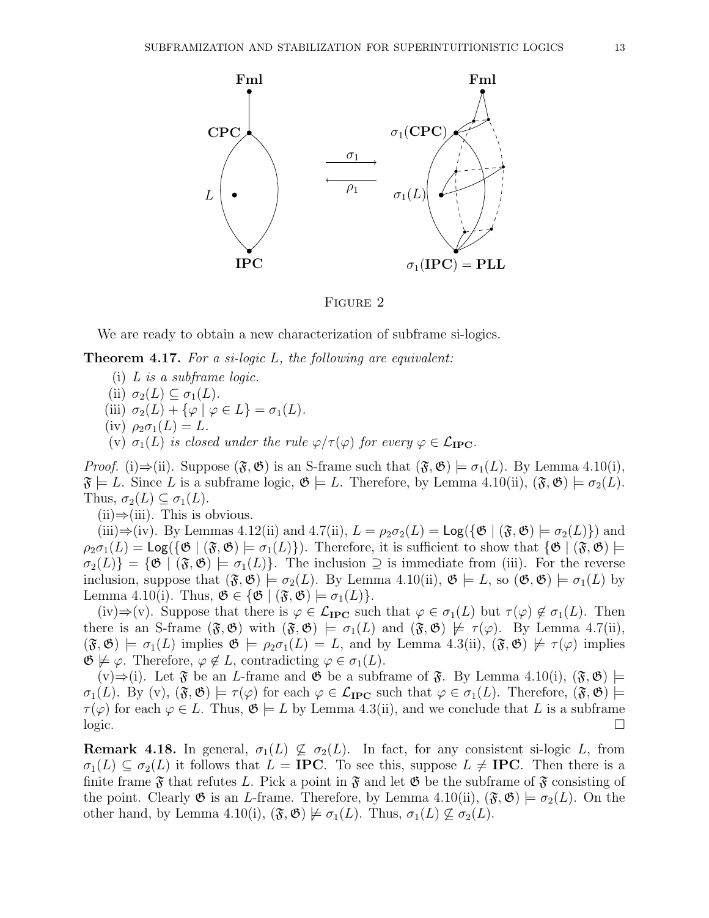FIGURE 2

We are ready to obtain a new characterization of subframe si-logics.

**Theorem 4.17.** *For a si-logic $L$, the following are equivalent:*

(i) *$L$ is a subframe logic.*
(ii) $\sigma_2(L) \subseteq \sigma_1(L)$.
(iii) $\sigma_2(L) + \{\varphi \mid \varphi \in L\} = \sigma_1(L)$.
(iv) $\rho_2\sigma_1(L) = L$.
(v) *$\sigma_1(L)$ is closed under the rule $\varphi/\tau(\varphi)$ for every $\varphi \in \mathcal{L}_{\mathbf{IPC}}$.*

*Proof.* (i)⇒(ii). Suppose $(\mathfrak{F}, \mathfrak{G})$ is an S-frame such that $(\mathfrak{F}, \mathfrak{G}) \models \sigma_1(L)$. By Lemma 4.10(i), $\mathfrak{F} \models L$. Since $L$ is a subframe logic, $\mathfrak{G} \models L$. Therefore, by Lemma 4.10(ii), $(\mathfrak{F}, \mathfrak{G}) \models \sigma_2(L)$. Thus, $\sigma_2(L) \subseteq \sigma_1(L)$.

(ii)⇒(iii). This is obvious.

(iii)⇒(iv). By Lemmas 4.12(ii) and 4.7(ii), $L = \rho_2\sigma_2(L) = \mathsf{Log}(\{\mathfrak{G} \mid (\mathfrak{F}, \mathfrak{G}) \models \sigma_2(L)\})$ and $\rho_2\sigma_1(L) = \mathsf{Log}(\{\mathfrak{G} \mid (\mathfrak{F}, \mathfrak{G}) \models \sigma_1(L)\})$. Therefore, it is sufficient to show that $\{\mathfrak{G} \mid (\mathfrak{F}, \mathfrak{G}) \models \sigma_2(L)\} = \{\mathfrak{G} \mid (\mathfrak{F}, \mathfrak{G}) \models \sigma_1(L)\}$. The inclusion $\supseteq$ is immediate from (iii). For the reverse inclusion, suppose that $(\mathfrak{F}, \mathfrak{G}) \models \sigma_2(L)$. By Lemma 4.10(ii), $\mathfrak{G} \models L$, so $(\mathfrak{G}, \mathfrak{G}) \models \sigma_1(L)$ by Lemma 4.10(i). Thus, $\mathfrak{G} \in \{\mathfrak{G} \mid (\mathfrak{F}, \mathfrak{G}) \models \sigma_1(L)\}$.

(iv)⇒(v). Suppose that there is $\varphi \in \mathcal{L}_{\mathbf{IPC}}$ such that $\varphi \in \sigma_1(L)$ but $\tau(\varphi) \notin \sigma_1(L)$. Then there is an S-frame $(\mathfrak{F}, \mathfrak{G})$ with $(\mathfrak{F}, \mathfrak{G}) \models \sigma_1(L)$ and $(\mathfrak{F}, \mathfrak{G}) \not\models \tau(\varphi)$. By Lemma 4.7(ii), $(\mathfrak{F}, \mathfrak{G}) \models \sigma_1(L)$ implies $\mathfrak{G} \models \rho_2\sigma_1(L) = L$, and by Lemma 4.3(ii), $(\mathfrak{F}, \mathfrak{G}) \not\models \tau(\varphi)$ implies $\mathfrak{G} \not\models \varphi$. Therefore, $\varphi \notin L$, contradicting $\varphi \in \sigma_1(L)$.

(v)⇒(i). Let $\mathfrak{F}$ be an $L$-frame and $\mathfrak{G}$ be a subframe of $\mathfrak{F}$. By Lemma 4.10(i), $(\mathfrak{F}, \mathfrak{G}) \models \sigma_1(L)$. By (v), $(\mathfrak{F}, \mathfrak{G}) \models \tau(\varphi)$ for each $\varphi \in \mathcal{L}_{\mathbf{IPC}}$ such that $\varphi \in \sigma_1(L)$. Therefore, $(\mathfrak{F}, \mathfrak{G}) \models \tau(\varphi)$ for each $\varphi \in L$. Thus, $\mathfrak{G} \models L$ by Lemma 4.3(ii), and we conclude that $L$ is a subframe logic. □

**Remark 4.18.** In general, $\sigma_1(L) \not\subseteq \sigma_2(L)$. In fact, for any consistent si-logic $L$, from $\sigma_1(L) \subseteq \sigma_2(L)$ it follows that $L = \mathbf{IPC}$. To see this, suppose $L \neq \mathbf{IPC}$. Then there is a finite frame $\mathfrak{F}$ that refutes $L$. Pick a point in $\mathfrak{F}$ and let $\mathfrak{G}$ be the subframe of $\mathfrak{F}$ consisting of the point. Clearly $\mathfrak{G}$ is an $L$-frame. Therefore, by Lemma 4.10(ii), $(\mathfrak{F}, \mathfrak{G}) \models \sigma_2(L)$. On the other hand, by Lemma 4.10(i), $(\mathfrak{F}, \mathfrak{G}) \not\models \sigma_1(L)$. Thus, $\sigma_1(L) \not\subseteq \sigma_2(L)$.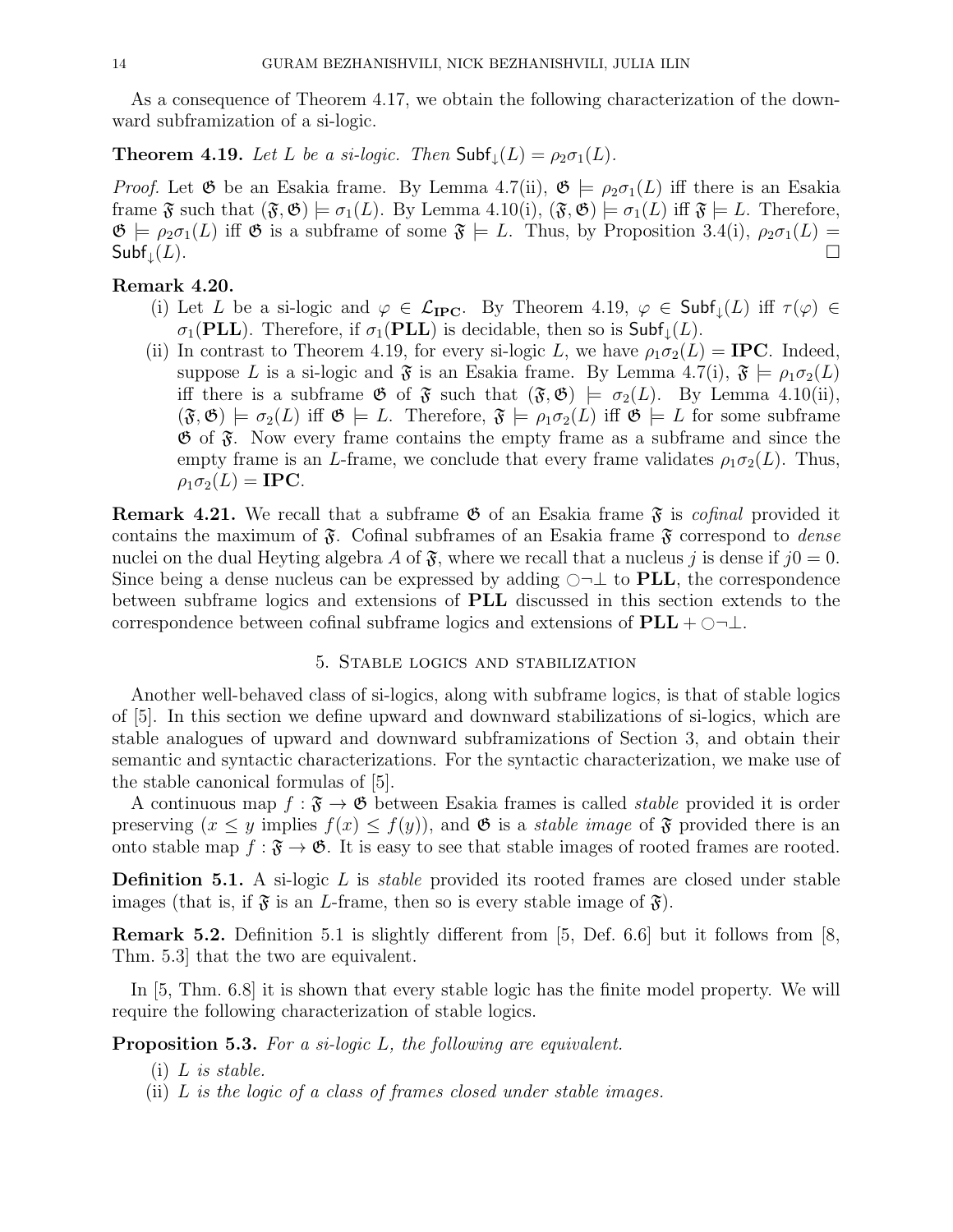As a consequence of Theorem 4.17, we obtain the following characterization of the downward subframization of a si-logic.

**Theorem 4.19.** *Let $L$ be a si-logic. Then $\mathsf{Subf}_{\downarrow}(L) = \rho_2\sigma_1(L)$.*

*Proof.* Let $\mathfrak{G}$ be an Esakia frame. By Lemma 4.7(ii), $\mathfrak{G} \models \rho_2\sigma_1(L)$ iff there is an Esakia frame $\mathfrak{F}$ such that $(\mathfrak{F}, \mathfrak{G}) \models \sigma_1(L)$. By Lemma 4.10(i), $(\mathfrak{F}, \mathfrak{G}) \models \sigma_1(L)$ iff $\mathfrak{F} \models L$. Therefore, $\mathfrak{G} \models \rho_2\sigma_1(L)$ iff $\mathfrak{G}$ is a subframe of some $\mathfrak{F} \models L$. Thus, by Proposition 3.4(i), $\rho_2\sigma_1(L) = \mathsf{Subf}_{\downarrow}(L)$. □

**Remark 4.20.**

(i) Let $L$ be a si-logic and $\varphi \in \mathcal{L}_{\mathbf{IPC}}$. By Theorem 4.19, $\varphi \in \mathsf{Subf}_{\downarrow}(L)$ iff $\tau(\varphi) \in \sigma_1(\mathbf{PLL})$. Therefore, if $\sigma_1(\mathbf{PLL})$ is decidable, then so is $\mathsf{Subf}_{\downarrow}(L)$.

(ii) In contrast to Theorem 4.19, for every si-logic $L$, we have $\rho_1\sigma_2(L) = \mathbf{IPC}$. Indeed, suppose $L$ is a si-logic and $\mathfrak{F}$ is an Esakia frame. By Lemma 4.7(i), $\mathfrak{F} \models \rho_1\sigma_2(L)$ iff there is a subframe $\mathfrak{G}$ of $\mathfrak{F}$ such that $(\mathfrak{F}, \mathfrak{G}) \models \sigma_2(L)$. By Lemma 4.10(ii), $(\mathfrak{F}, \mathfrak{G}) \models \sigma_2(L)$ iff $\mathfrak{G} \models L$. Therefore, $\mathfrak{F} \models \rho_1\sigma_2(L)$ iff $\mathfrak{G} \models L$ for some subframe $\mathfrak{G}$ of $\mathfrak{F}$. Now every frame contains the empty frame as a subframe and since the empty frame is an $L$-frame, we conclude that every frame validates $\rho_1\sigma_2(L)$. Thus, $\rho_1\sigma_2(L) = \mathbf{IPC}$.

**Remark 4.21.** We recall that a subframe $\mathfrak{G}$ of an Esakia frame $\mathfrak{F}$ is *cofinal* provided it contains the maximum of $\mathfrak{F}$. Cofinal subframes of an Esakia frame $\mathfrak{F}$ correspond to *dense* nuclei on the dual Heyting algebra $A$ of $\mathfrak{F}$, where we recall that a nucleus $j$ is dense if $j0 = 0$. Since being a dense nucleus can be expressed by adding $\bigcirc\neg\bot$ to $\mathbf{PLL}$, the correspondence between subframe logics and extensions of $\mathbf{PLL}$ discussed in this section extends to the correspondence between cofinal subframe logics and extensions of $\mathbf{PLL} + \bigcirc\neg\bot$.

## 5. Stable logics and stabilization

Another well-behaved class of si-logics, along with subframe logics, is that of stable logics of [5]. In this section we define upward and downward stabilizations of si-logics, which are stable analogues of upward and downward subframizations of Section 3, and obtain their semantic and syntactic characterizations. For the syntactic characterization, we make use of the stable canonical formulas of [5].

A continuous map $f : \mathfrak{F} \to \mathfrak{G}$ between Esakia frames is called *stable* provided it is order preserving ($x \leq y$ implies $f(x) \leq f(y)$), and $\mathfrak{G}$ is a *stable image* of $\mathfrak{F}$ provided there is an onto stable map $f : \mathfrak{F} \to \mathfrak{G}$. It is easy to see that stable images of rooted frames are rooted.

**Definition 5.1.** A si-logic $L$ is *stable* provided its rooted frames are closed under stable images (that is, if $\mathfrak{F}$ is an $L$-frame, then so is every stable image of $\mathfrak{F}$).

**Remark 5.2.** Definition 5.1 is slightly different from [5, Def. 6.6] but it follows from [8, Thm. 5.3] that the two are equivalent.

In [5, Thm. 6.8] it is shown that every stable logic has the finite model property. We will require the following characterization of stable logics.

**Proposition 5.3.** *For a si-logic $L$, the following are equivalent.*

(i) *$L$ is stable.*

(ii) *$L$ is the logic of a class of frames closed under stable images.*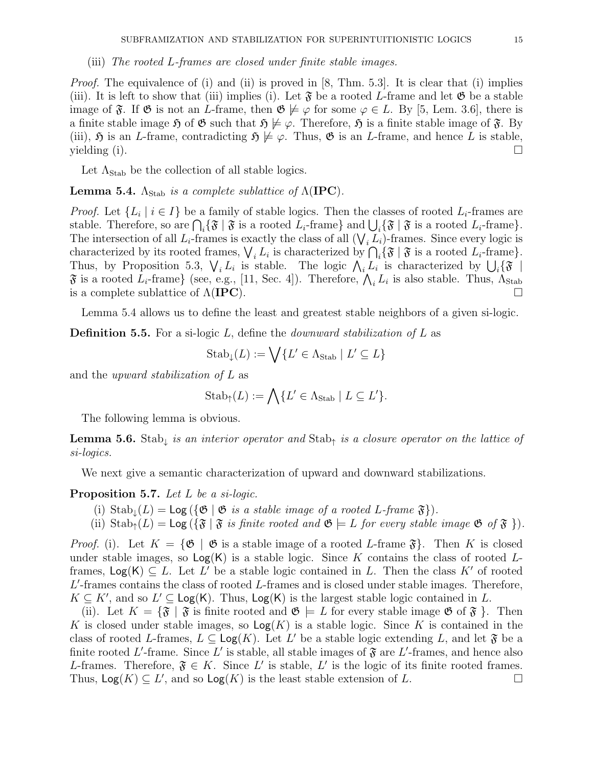(iii) *The rooted $L$-frames are closed under finite stable images.*

*Proof.* The equivalence of (i) and (ii) is proved in [8, Thm. 5.3]. It is clear that (i) implies (iii). It is left to show that (iii) implies (i). Let $\mathfrak{F}$ be a rooted $L$-frame and let $\mathfrak{G}$ be a stable image of $\mathfrak{F}$. If $\mathfrak{G}$ is not an $L$-frame, then $\mathfrak{G} \not\models \varphi$ for some $\varphi \in L$. By [5, Lem. 3.6], there is a finite stable image $\mathfrak{H}$ of $\mathfrak{G}$ such that $\mathfrak{H} \not\models \varphi$. Therefore, $\mathfrak{H}$ is a finite stable image of $\mathfrak{F}$. By (iii), $\mathfrak{H}$ is an $L$-frame, contradicting $\mathfrak{H} \not\models \varphi$. Thus, $\mathfrak{G}$ is an $L$-frame, and hence $L$ is stable, yielding (i). □

Let $\Lambda_{\text{Stab}}$ be the collection of all stable logics.

**Lemma 5.4.** *$\Lambda_{\text{Stab}}$ is a complete sublattice of $\Lambda(\mathbf{IPC})$.*

*Proof.* Let $\{L_i \mid i \in I\}$ be a family of stable logics. Then the classes of rooted $L_i$-frames are stable. Therefore, so are $\bigcap_i \{\mathfrak{F} \mid \mathfrak{F} \text{ is a rooted } L_i\text{-frame}\}$ and $\bigcup_i \{\mathfrak{F} \mid \mathfrak{F} \text{ is a rooted } L_i\text{-frame}\}$. The intersection of all $L_i$-frames is exactly the class of all $(\bigvee_i L_i)$-frames. Since every logic is characterized by its rooted frames, $\bigvee_i L_i$ is characterized by $\bigcap_i \{\mathfrak{F} \mid \mathfrak{F} \text{ is a rooted } L_i\text{-frame}\}$. Thus, by Proposition 5.3, $\bigvee_i L_i$ is stable. The logic $\bigwedge_i L_i$ is characterized by $\bigcup_i \{\mathfrak{F} \mid \mathfrak{F} \text{ is a rooted } L_i\text{-frame}\}$ (see, e.g., [11, Sec. 4]). Therefore, $\bigwedge_i L_i$ is also stable. Thus, $\Lambda_{\text{Stab}}$ is a complete sublattice of $\Lambda(\mathbf{IPC})$. □

Lemma 5.4 allows us to define the least and greatest stable neighbors of a given si-logic.

**Definition 5.5.** For a si-logic $L$, define the *downward stabilization of $L$* as

$$\text{Stab}_{\downarrow}(L) := \bigvee \{L' \in \Lambda_{\text{Stab}} \mid L' \subseteq L\}$$

and the *upward stabilization of $L$* as

$$\text{Stab}_{\uparrow}(L) := \bigwedge \{L' \in \Lambda_{\text{Stab}} \mid L \subseteq L'\}.$$

The following lemma is obvious.

**Lemma 5.6.** *$\text{Stab}_{\downarrow}$ is an interior operator and $\text{Stab}_{\uparrow}$ is a closure operator on the lattice of si-logics.*

We next give a semantic characterization of upward and downward stabilizations.

**Proposition 5.7.** *Let $L$ be a si-logic.*

(i) $\text{Stab}_{\downarrow}(L) = \mathsf{Log}(\{\mathfrak{G} \mid \mathfrak{G} \textit{ is a stable image of a rooted } L\textit{-frame } \mathfrak{F}\})$.

(ii) $\text{Stab}_{\uparrow}(L) = \mathsf{Log}(\{\mathfrak{F} \mid \mathfrak{F} \textit{ is finite rooted and } \mathfrak{G} \models L \textit{ for every stable image } \mathfrak{G} \textit{ of } \mathfrak{F}\})$.

*Proof.* (i). Let $K = \{\mathfrak{G} \mid \mathfrak{G} \text{ is a stable image of a rooted } L\text{-frame } \mathfrak{F}\}$. Then $K$ is closed under stable images, so $\mathsf{Log}(\mathsf{K})$ is a stable logic. Since $K$ contains the class of rooted $L$-frames, $\mathsf{Log}(\mathsf{K}) \subseteq L$. Let $L'$ be a stable logic contained in $L$. Then the class $K'$ of rooted $L'$-frames contains the class of rooted $L$-frames and is closed under stable images. Therefore, $K \subseteq K'$, and so $L' \subseteq \mathsf{Log}(\mathsf{K})$. Thus, $\mathsf{Log}(\mathsf{K})$ is the largest stable logic contained in $L$.

(ii). Let $K = \{\mathfrak{F} \mid \mathfrak{F} \text{ is finite rooted and } \mathfrak{G} \models L \text{ for every stable image } \mathfrak{G} \text{ of } \mathfrak{F}\}$. Then $K$ is closed under stable images, so $\mathsf{Log}(K)$ is a stable logic. Since $K$ is contained in the class of rooted $L$-frames, $L \subseteq \mathsf{Log}(K)$. Let $L'$ be a stable logic extending $L$, and let $\mathfrak{F}$ be a finite rooted $L'$-frame. Since $L'$ is stable, all stable images of $\mathfrak{F}$ are $L'$-frames, and hence also $L$-frames. Therefore, $\mathfrak{F} \in K$. Since $L'$ is stable, $L'$ is the logic of its finite rooted frames. Thus, $\mathsf{Log}(K) \subseteq L'$, and so $\mathsf{Log}(K)$ is the least stable extension of $L$. □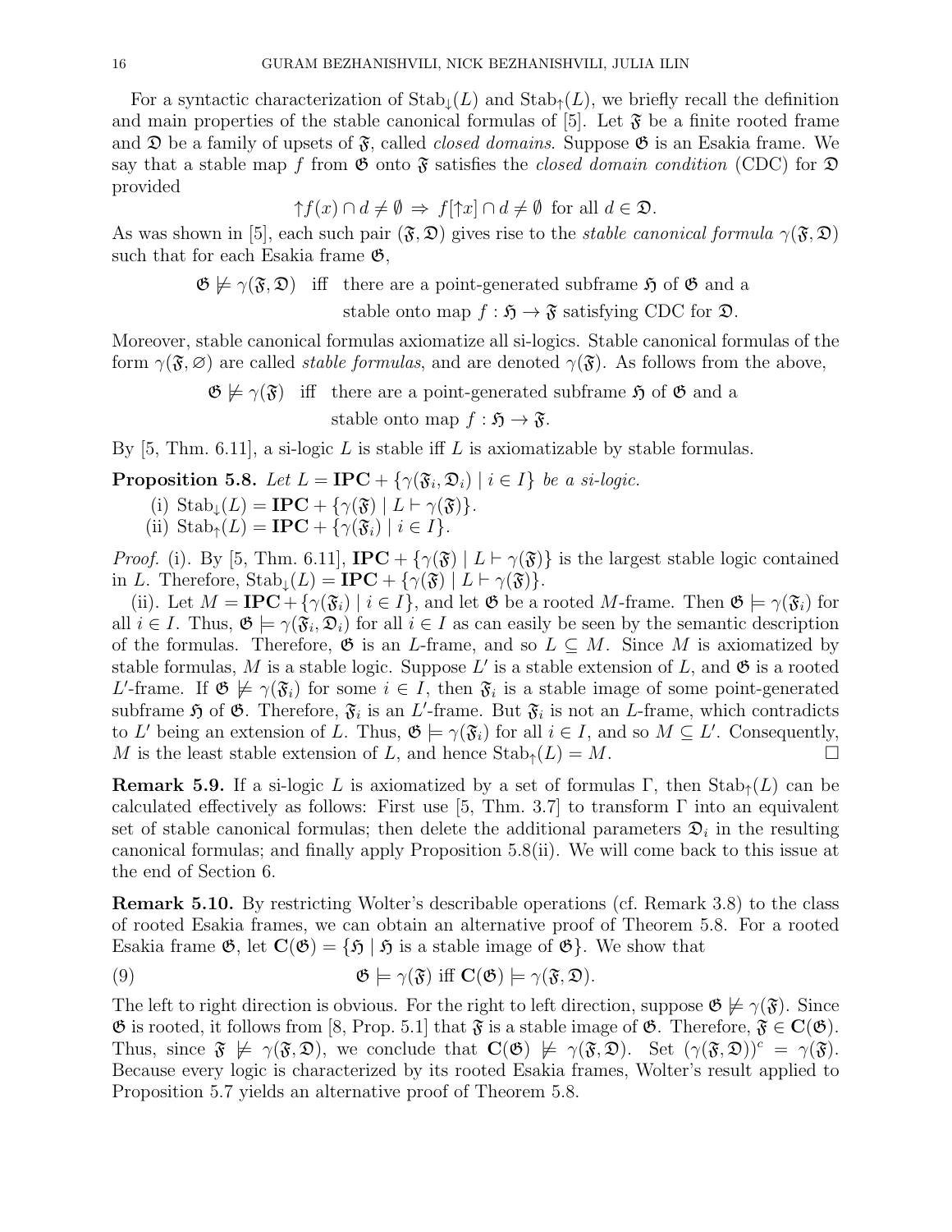For a syntactic characterization of $\mathrm{Stab}_\downarrow(L)$ and $\mathrm{Stab}_\uparrow(L)$, we briefly recall the definition and main properties of the stable canonical formulas of [5]. Let $\mathfrak{F}$ be a finite rooted frame and $\mathfrak{D}$ be a family of upsets of $\mathfrak{F}$, called *closed domains*. Suppose $\mathfrak{G}$ is an Esakia frame. We say that a stable map $f$ from $\mathfrak{G}$ onto $\mathfrak{F}$ satisfies the *closed domain condition* (CDC) for $\mathfrak{D}$ provided

$$\uparrow f(x) \cap d \neq \emptyset \;\Rightarrow\; f[\uparrow x] \cap d \neq \emptyset \text{ for all } d \in \mathfrak{D}.$$

As was shown in [5], each such pair $(\mathfrak{F}, \mathfrak{D})$ gives rise to the *stable canonical formula* $\gamma(\mathfrak{F}, \mathfrak{D})$ such that for each Esakia frame $\mathfrak{G}$,

$$\mathfrak{G} \not\models \gamma(\mathfrak{F}, \mathfrak{D}) \quad \text{iff} \quad \text{there are a point-generated subframe } \mathfrak{H} \text{ of } \mathfrak{G} \text{ and a stable onto map } f : \mathfrak{H} \to \mathfrak{F} \text{ satisfying CDC for } \mathfrak{D}.$$

Moreover, stable canonical formulas axiomatize all si-logics. Stable canonical formulas of the form $\gamma(\mathfrak{F}, \varnothing)$ are called *stable formulas*, and are denoted $\gamma(\mathfrak{F})$. As follows from the above,

$$\mathfrak{G} \not\models \gamma(\mathfrak{F}) \quad \text{iff} \quad \text{there are a point-generated subframe } \mathfrak{H} \text{ of } \mathfrak{G} \text{ and a stable onto map } f : \mathfrak{H} \to \mathfrak{F}.$$

By [5, Thm. 6.11], a si-logic $L$ is stable iff $L$ is axiomatizable by stable formulas.

**Proposition 5.8.** *Let $L = \mathbf{IPC} + \{\gamma(\mathfrak{F}_i, \mathfrak{D}_i) \mid i \in I\}$ be a si-logic.*

(i) $\mathrm{Stab}_\downarrow(L) = \mathbf{IPC} + \{\gamma(\mathfrak{F}) \mid L \vdash \gamma(\mathfrak{F})\}$.

(ii) $\mathrm{Stab}_\uparrow(L) = \mathbf{IPC} + \{\gamma(\mathfrak{F}_i) \mid i \in I\}$.

*Proof.* (i). By [5, Thm. 6.11], $\mathbf{IPC} + \{\gamma(\mathfrak{F}) \mid L \vdash \gamma(\mathfrak{F})\}$ is the largest stable logic contained in $L$. Therefore, $\mathrm{Stab}_\downarrow(L) = \mathbf{IPC} + \{\gamma(\mathfrak{F}) \mid L \vdash \gamma(\mathfrak{F})\}$.

(ii). Let $M = \mathbf{IPC} + \{\gamma(\mathfrak{F}_i) \mid i \in I\}$, and let $\mathfrak{G}$ be a rooted $M$-frame. Then $\mathfrak{G} \models \gamma(\mathfrak{F}_i)$ for all $i \in I$. Thus, $\mathfrak{G} \models \gamma(\mathfrak{F}_i, \mathfrak{D}_i)$ for all $i \in I$ as can easily be seen by the semantic description of the formulas. Therefore, $\mathfrak{G}$ is an $L$-frame, and so $L \subseteq M$. Since $M$ is axiomatized by stable formulas, $M$ is a stable logic. Suppose $L'$ is a stable extension of $L$, and $\mathfrak{G}$ is a rooted $L'$-frame. If $\mathfrak{G} \not\models \gamma(\mathfrak{F}_i)$ for some $i \in I$, then $\mathfrak{F}_i$ is a stable image of some point-generated subframe $\mathfrak{H}$ of $\mathfrak{G}$. Therefore, $\mathfrak{F}_i$ is an $L'$-frame. But $\mathfrak{F}_i$ is not an $L$-frame, which contradicts to $L'$ being an extension of $L$. Thus, $\mathfrak{G} \models \gamma(\mathfrak{F}_i)$ for all $i \in I$, and so $M \subseteq L'$. Consequently, $M$ is the least stable extension of $L$, and hence $\mathrm{Stab}_\uparrow(L) = M$. $\square$

**Remark 5.9.** If a si-logic $L$ is axiomatized by a set of formulas $\Gamma$, then $\mathrm{Stab}_\uparrow(L)$ can be calculated effectively as follows: First use [5, Thm. 3.7] to transform $\Gamma$ into an equivalent set of stable canonical formulas; then delete the additional parameters $\mathfrak{D}_i$ in the resulting canonical formulas; and finally apply Proposition 5.8(ii). We will come back to this issue at the end of Section 6.

**Remark 5.10.** By restricting Wolter's describable operations (cf. Remark 3.8) to the class of rooted Esakia frames, we can obtain an alternative proof of Theorem 5.8. For a rooted Esakia frame $\mathfrak{G}$, let $\mathbf{C}(\mathfrak{G}) = \{\mathfrak{H} \mid \mathfrak{H} \text{ is a stable image of } \mathfrak{G}\}$. We show that

$$\mathfrak{G} \models \gamma(\mathfrak{F}) \text{ iff } \mathbf{C}(\mathfrak{G}) \models \gamma(\mathfrak{F}, \mathfrak{D}). \tag{9}$$

The left to right direction is obvious. For the right to left direction, suppose $\mathfrak{G} \not\models \gamma(\mathfrak{F})$. Since $\mathfrak{G}$ is rooted, it follows from [8, Prop. 5.1] that $\mathfrak{F}$ is a stable image of $\mathfrak{G}$. Therefore, $\mathfrak{F} \in \mathbf{C}(\mathfrak{G})$. Thus, since $\mathfrak{F} \not\models \gamma(\mathfrak{F}, \mathfrak{D})$, we conclude that $\mathbf{C}(\mathfrak{G}) \not\models \gamma(\mathfrak{F}, \mathfrak{D})$. Set $(\gamma(\mathfrak{F}, \mathfrak{D}))^c = \gamma(\mathfrak{F})$. Because every logic is characterized by its rooted Esakia frames, Wolter's result applied to Proposition 5.7 yields an alternative proof of Theorem 5.8.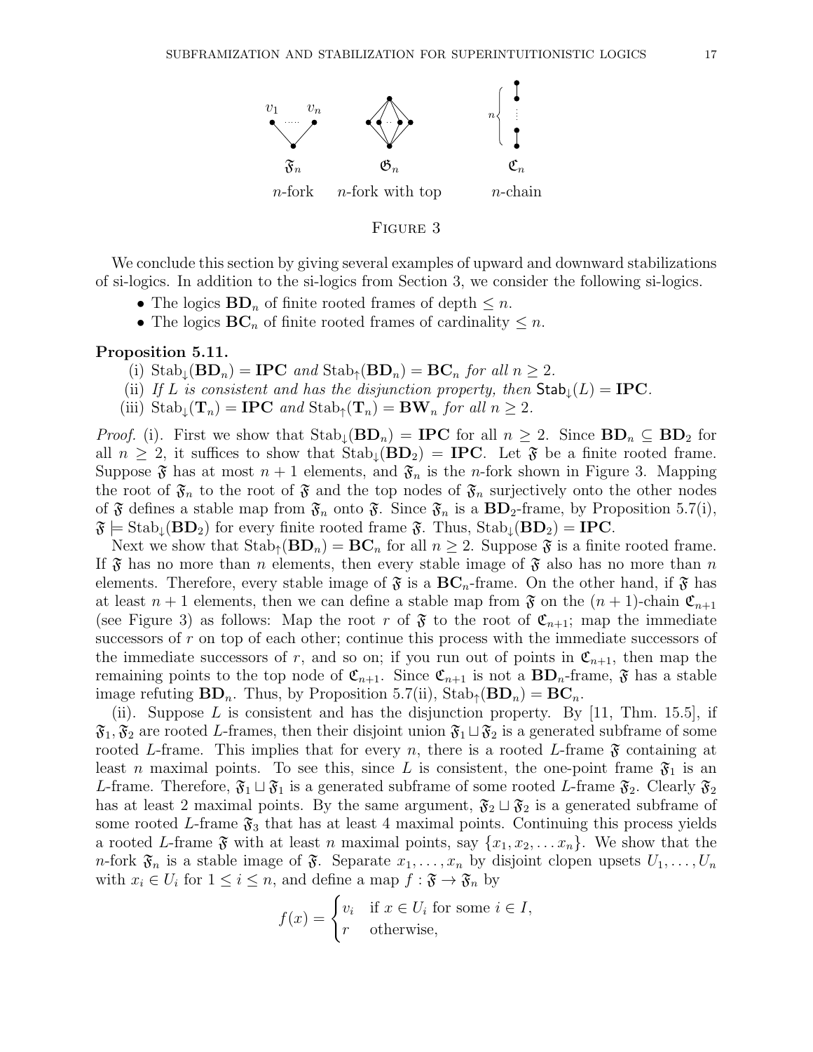$\mathfrak{F}_n$ — $n$-fork  $\mathfrak{G}_n$ — $n$-fork with top  $\mathfrak{C}_n$ — $n$-chain

Figure 3

We conclude this section by giving several examples of upward and downward stabilizations of si-logics. In addition to the si-logics from Section 3, we consider the following si-logics.

- The logics $\mathbf{BD}_n$ of finite rooted frames of depth $\leq n$.
- The logics $\mathbf{BC}_n$ of finite rooted frames of cardinality $\leq n$.

**Proposition 5.11.**

(i) $\mathrm{Stab}_\downarrow(\mathbf{BD}_n) = \mathbf{IPC}$ *and* $\mathrm{Stab}_\uparrow(\mathbf{BD}_n) = \mathbf{BC}_n$ *for all* $n \geq 2$.

(ii) *If $L$ is consistent and has the disjunction property, then* $\mathsf{Stab}_\downarrow(L) = \mathbf{IPC}$.

(iii) $\mathrm{Stab}_\downarrow(\mathbf{T}_n) = \mathbf{IPC}$ *and* $\mathrm{Stab}_\uparrow(\mathbf{T}_n) = \mathbf{BW}_n$ *for all* $n \geq 2$.

*Proof.* (i). First we show that $\mathrm{Stab}_\downarrow(\mathbf{BD}_n) = \mathbf{IPC}$ for all $n \geq 2$. Since $\mathbf{BD}_n \subseteq \mathbf{BD}_2$ for all $n \geq 2$, it suffices to show that $\mathrm{Stab}_\downarrow(\mathbf{BD}_2) = \mathbf{IPC}$. Let $\mathfrak{F}$ be a finite rooted frame. Suppose $\mathfrak{F}$ has at most $n+1$ elements, and $\mathfrak{F}_n$ is the $n$-fork shown in Figure 3. Mapping the root of $\mathfrak{F}_n$ to the root of $\mathfrak{F}$ and the top nodes of $\mathfrak{F}_n$ surjectively onto the other nodes of $\mathfrak{F}$ defines a stable map from $\mathfrak{F}_n$ onto $\mathfrak{F}$. Since $\mathfrak{F}_n$ is a $\mathbf{BD}_2$-frame, by Proposition 5.7(i), $\mathfrak{F} \models \mathrm{Stab}_\downarrow(\mathbf{BD}_2)$ for every finite rooted frame $\mathfrak{F}$. Thus, $\mathrm{Stab}_\downarrow(\mathbf{BD}_2) = \mathbf{IPC}$.

Next we show that $\mathrm{Stab}_\uparrow(\mathbf{BD}_n) = \mathbf{BC}_n$ for all $n \geq 2$. Suppose $\mathfrak{F}$ is a finite rooted frame. If $\mathfrak{F}$ has no more than $n$ elements, then every stable image of $\mathfrak{F}$ also has no more than $n$ elements. Therefore, every stable image of $\mathfrak{F}$ is a $\mathbf{BC}_n$-frame. On the other hand, if $\mathfrak{F}$ has at least $n+1$ elements, then we can define a stable map from $\mathfrak{F}$ on the $(n+1)$-chain $\mathfrak{C}_{n+1}$ (see Figure 3) as follows: Map the root $r$ of $\mathfrak{F}$ to the root of $\mathfrak{C}_{n+1}$; map the immediate successors of $r$ on top of each other; continue this process with the immediate successors of the immediate successors of $r$, and so on; if you run out of points in $\mathfrak{C}_{n+1}$, then map the remaining points to the top node of $\mathfrak{C}_{n+1}$. Since $\mathfrak{C}_{n+1}$ is not a $\mathbf{BD}_n$-frame, $\mathfrak{F}$ has a stable image refuting $\mathbf{BD}_n$. Thus, by Proposition 5.7(ii), $\mathrm{Stab}_\uparrow(\mathbf{BD}_n) = \mathbf{BC}_n$.

(ii). Suppose $L$ is consistent and has the disjunction property. By [11, Thm. 15.5], if $\mathfrak{F}_1, \mathfrak{F}_2$ are rooted $L$-frames, then their disjoint union $\mathfrak{F}_1 \sqcup \mathfrak{F}_2$ is a generated subframe of some rooted $L$-frame. This implies that for every $n$, there is a rooted $L$-frame $\mathfrak{F}$ containing at least $n$ maximal points. To see this, since $L$ is consistent, the one-point frame $\mathfrak{F}_1$ is an $L$-frame. Therefore, $\mathfrak{F}_1 \sqcup \mathfrak{F}_1$ is a generated subframe of some rooted $L$-frame $\mathfrak{F}_2$. Clearly $\mathfrak{F}_2$ has at least 2 maximal points. By the same argument, $\mathfrak{F}_2 \sqcup \mathfrak{F}_2$ is a generated subframe of some rooted $L$-frame $\mathfrak{F}_3$ that has at least 4 maximal points. Continuing this process yields a rooted $L$-frame $\mathfrak{F}$ with at least $n$ maximal points, say $\{x_1, x_2, \dots x_n\}$. We show that the $n$-fork $\mathfrak{F}_n$ is a stable image of $\mathfrak{F}$. Separate $x_1, \dots, x_n$ by disjoint clopen upsets $U_1, \dots, U_n$ with $x_i \in U_i$ for $1 \leq i \leq n$, and define a map $f : \mathfrak{F} \to \mathfrak{F}_n$ by

$$f(x) = \begin{cases} v_i & \text{if } x \in U_i \text{ for some } i \in I, \\ r & \text{otherwise,} \end{cases}$$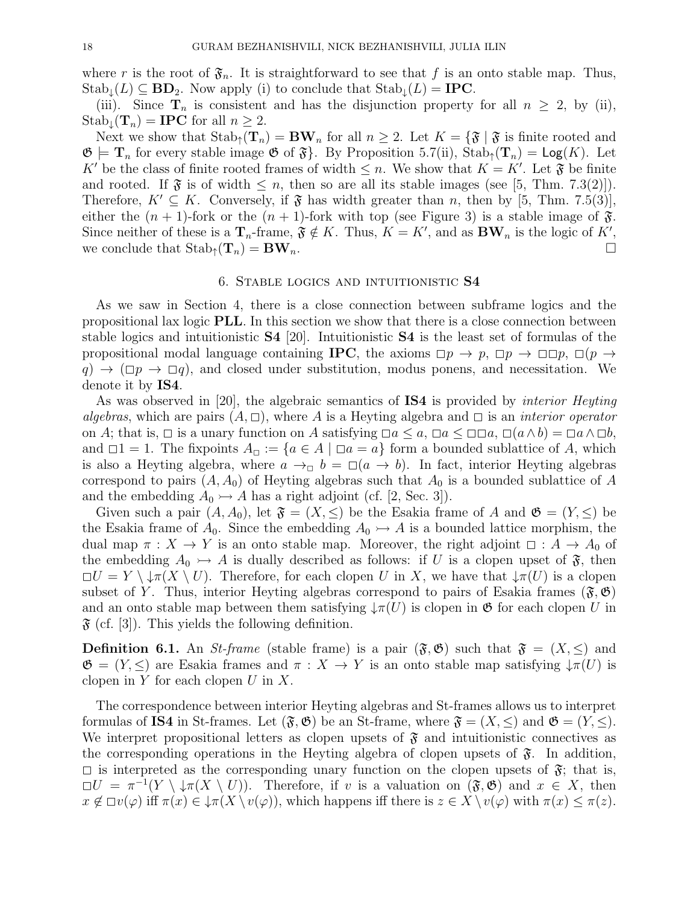where $r$ is the root of $\mathfrak{F}_n$. It is straightforward to see that $f$ is an onto stable map. Thus, $\mathrm{Stab}_\downarrow(L) \subseteq \mathbf{BD}_2$. Now apply (i) to conclude that $\mathrm{Stab}_\downarrow(L) = \mathbf{IPC}$.

(iii). Since $\mathbf{T}_n$ is consistent and has the disjunction property for all $n \geq 2$, by (ii), $\mathrm{Stab}_\downarrow(\mathbf{T}_n) = \mathbf{IPC}$ for all $n \geq 2$.

Next we show that $\mathrm{Stab}_\uparrow(\mathbf{T}_n) = \mathbf{BW}_n$ for all $n \geq 2$. Let $K = \{\mathfrak{F} \mid \mathfrak{F}$ is finite rooted and $\mathfrak{G} \models \mathbf{T}_n$ for every stable image $\mathfrak{G}$ of $\mathfrak{F}\}$. By Proposition 5.7(ii), $\mathrm{Stab}_\uparrow(\mathbf{T}_n) = \mathsf{Log}(K)$. Let $K'$ be the class of finite rooted frames of width $\leq n$. We show that $K = K'$. Let $\mathfrak{F}$ be finite and rooted. If $\mathfrak{F}$ is of width $\leq n$, then so are all its stable images (see [5, Thm. 7.3(2)]). Therefore, $K' \subseteq K$. Conversely, if $\mathfrak{F}$ has width greater than $n$, then by [5, Thm. 7.5(3)], either the $(n+1)$-fork or the $(n+1)$-fork with top (see Figure 3) is a stable image of $\mathfrak{F}$. Since neither of these is a $\mathbf{T}_n$-frame, $\mathfrak{F} \notin K$. Thus, $K = K'$, and as $\mathbf{BW}_n$ is the logic of $K'$, we conclude that $\mathrm{Stab}_\uparrow(\mathbf{T}_n) = \mathbf{BW}_n$. □

## 6. Stable logics and intuitionistic S4

As we saw in Section 4, there is a close connection between subframe logics and the propositional lax logic **PLL**. In this section we show that there is a close connection between stable logics and intuitionistic **S4** [20]. Intuitionistic **S4** is the least set of formulas of the propositional modal language containing **IPC**, the axioms $\Box p \to p$, $\Box p \to \Box\Box p$, $\Box(p \to q) \to (\Box p \to \Box q)$, and closed under substitution, modus ponens, and necessitation. We denote it by **IS4**.

As was observed in [20], the algebraic semantics of **IS4** is provided by *interior Heyting algebras*, which are pairs $(A, \Box)$, where $A$ is a Heyting algebra and $\Box$ is an *interior operator* on $A$; that is, $\Box$ is a unary function on $A$ satisfying $\Box a \leq a$, $\Box a \leq \Box\Box a$, $\Box(a \wedge b) = \Box a \wedge \Box b$, and $\Box 1 = 1$. The fixpoints $A_\Box := \{a \in A \mid \Box a = a\}$ form a bounded sublattice of $A$, which is also a Heyting algebra, where $a \to_\Box b = \Box(a \to b)$. In fact, interior Heyting algebras correspond to pairs $(A, A_0)$ of Heyting algebras such that $A_0$ is a bounded sublattice of $A$ and the embedding $A_0 \rightarrowtail A$ has a right adjoint (cf. [2, Sec. 3]).

Given such a pair $(A, A_0)$, let $\mathfrak{F} = (X, \leq)$ be the Esakia frame of $A$ and $\mathfrak{G} = (Y, \leq)$ be the Esakia frame of $A_0$. Since the embedding $A_0 \rightarrowtail A$ is a bounded lattice morphism, the dual map $\pi : X \to Y$ is an onto stable map. Moreover, the right adjoint $\Box : A \to A_0$ of the embedding $A_0 \rightarrowtail A$ is dually described as follows: if $U$ is a clopen upset of $\mathfrak{F}$, then $\Box U = Y \setminus {\downarrow}\pi(X \setminus U)$. Therefore, for each clopen $U$ in $X$, we have that ${\downarrow}\pi(U)$ is a clopen subset of $Y$. Thus, interior Heyting algebras correspond to pairs of Esakia frames $(\mathfrak{F}, \mathfrak{G})$ and an onto stable map between them satisfying ${\downarrow}\pi(U)$ is clopen in $\mathfrak{G}$ for each clopen $U$ in $\mathfrak{F}$ (cf. [3]). This yields the following definition.

**Definition 6.1.** An *St-frame* (stable frame) is a pair $(\mathfrak{F}, \mathfrak{G})$ such that $\mathfrak{F} = (X, \leq)$ and $\mathfrak{G} = (Y, \leq)$ are Esakia frames and $\pi : X \to Y$ is an onto stable map satisfying ${\downarrow}\pi(U)$ is clopen in $Y$ for each clopen $U$ in $X$.

The correspondence between interior Heyting algebras and St-frames allows us to interpret formulas of **IS4** in St-frames. Let $(\mathfrak{F}, \mathfrak{G})$ be an St-frame, where $\mathfrak{F} = (X, \leq)$ and $\mathfrak{G} = (Y, \leq)$. We interpret propositional letters as clopen upsets of $\mathfrak{F}$ and intuitionistic connectives as the corresponding operations in the Heyting algebra of clopen upsets of $\mathfrak{F}$. In addition, $\Box$ is interpreted as the corresponding unary function on the clopen upsets of $\mathfrak{F}$; that is, $\Box U = \pi^{-1}(Y \setminus {\downarrow}\pi(X \setminus U))$. Therefore, if $v$ is a valuation on $(\mathfrak{F}, \mathfrak{G})$ and $x \in X$, then $x \notin \Box v(\varphi)$ iff $\pi(x) \in {\downarrow}\pi(X \setminus v(\varphi))$, which happens iff there is $z \in X \setminus v(\varphi)$ with $\pi(x) \leq \pi(z)$.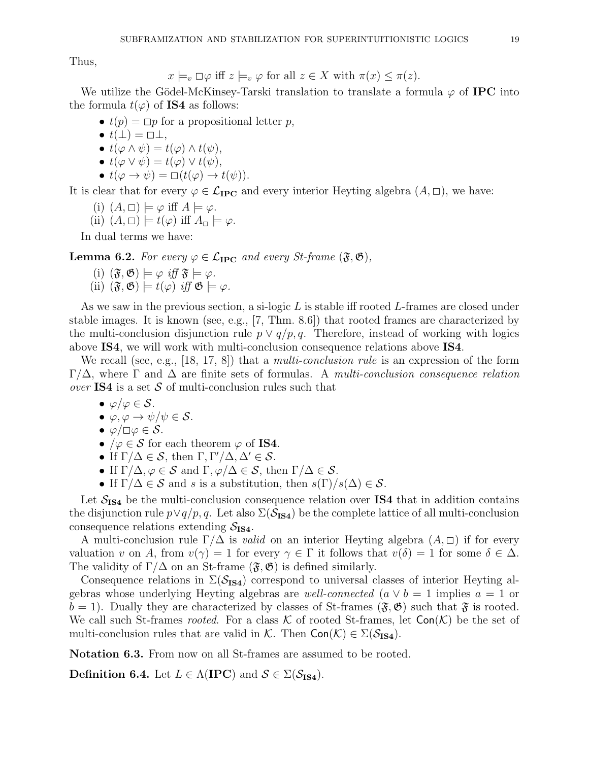Thus,

$$x \models_v \Box\varphi \text{ iff } z \models_v \varphi \text{ for all } z \in X \text{ with } \pi(x) \leq \pi(z).$$

We utilize the Gödel-McKinsey-Tarski translation to translate a formula $\varphi$ of **IPC** into the formula $t(\varphi)$ of **IS4** as follows:

- $t(p) = \Box p$ for a propositional letter $p$,
- $t(\bot) = \Box\bot$,
- $t(\varphi \wedge \psi) = t(\varphi) \wedge t(\psi)$,
- $t(\varphi \vee \psi) = t(\varphi) \vee t(\psi)$,
- $t(\varphi \to \psi) = \Box(t(\varphi) \to t(\psi))$.

It is clear that for every $\varphi \in \mathcal{L}_{\mathbf{IPC}}$ and every interior Heyting algebra $(A, \Box)$, we have:

(i) $(A, \Box) \models \varphi$ iff $A \models \varphi$.

(ii) $(A, \Box) \models t(\varphi)$ iff $A_\Box \models \varphi$.

In dual terms we have:

**Lemma 6.2.** *For every $\varphi \in \mathcal{L}_{\mathbf{IPC}}$ and every St-frame $(\mathfrak{F}, \mathfrak{G})$,*

(i) $(\mathfrak{F}, \mathfrak{G}) \models \varphi$ *iff* $\mathfrak{F} \models \varphi$.

(ii) $(\mathfrak{F}, \mathfrak{G}) \models t(\varphi)$ *iff* $\mathfrak{G} \models \varphi$.

As we saw in the previous section, a si-logic $L$ is stable iff rooted $L$-frames are closed under stable images. It is known (see, e.g., [7, Thm. 8.6]) that rooted frames are characterized by the multi-conclusion disjunction rule $p \vee q/p, q$. Therefore, instead of working with logics above **IS4**, we will work with multi-conclusion consequence relations above **IS4**.

We recall (see, e.g., [18, 17, 8]) that a *multi-conclusion rule* is an expression of the form $\Gamma/\Delta$, where $\Gamma$ and $\Delta$ are finite sets of formulas. A *multi-conclusion consequence relation over* **IS4** is a set $\mathcal{S}$ of multi-conclusion rules such that

- $\varphi/\varphi \in \mathcal{S}$.
- $\varphi, \varphi \to \psi/\psi \in \mathcal{S}$.
- $\varphi/\Box\varphi \in \mathcal{S}$.
- $/\varphi \in \mathcal{S}$ for each theorem $\varphi$ of **IS4**.
- If $\Gamma/\Delta \in \mathcal{S}$, then $\Gamma, \Gamma'/\Delta, \Delta' \in \mathcal{S}$.
- If $\Gamma/\Delta, \varphi \in \mathcal{S}$ and $\Gamma, \varphi/\Delta \in \mathcal{S}$, then $\Gamma/\Delta \in \mathcal{S}$.
- If $\Gamma/\Delta \in \mathcal{S}$ and $s$ is a substitution, then $s(\Gamma)/s(\Delta) \in \mathcal{S}$.

Let $\mathcal{S}_{\mathbf{IS4}}$ be the multi-conclusion consequence relation over **IS4** that in addition contains the disjunction rule $p \vee q/p, q$. Let also $\Sigma(\mathcal{S}_{\mathbf{IS4}})$ be the complete lattice of all multi-conclusion consequence relations extending $\mathcal{S}_{\mathbf{IS4}}$.

A multi-conclusion rule $\Gamma/\Delta$ is *valid* on an interior Heyting algebra $(A, \Box)$ if for every valuation $v$ on $A$, from $v(\gamma) = 1$ for every $\gamma \in \Gamma$ it follows that $v(\delta) = 1$ for some $\delta \in \Delta$. The validity of $\Gamma/\Delta$ on an St-frame $(\mathfrak{F}, \mathfrak{G})$ is defined similarly.

Consequence relations in $\Sigma(\mathcal{S}_{\mathbf{IS4}})$ correspond to universal classes of interior Heyting algebras whose underlying Heyting algebras are *well-connected* ($a \vee b = 1$ implies $a = 1$ or $b = 1$). Dually they are characterized by classes of St-frames $(\mathfrak{F}, \mathfrak{G})$ such that $\mathfrak{F}$ is rooted. We call such St-frames *rooted*. For a class $\mathcal{K}$ of rooted St-frames, let $\mathsf{Con}(\mathcal{K})$ be the set of multi-conclusion rules that are valid in $\mathcal{K}$. Then $\mathsf{Con}(\mathcal{K}) \in \Sigma(\mathcal{S}_{\mathbf{IS4}})$.

**Notation 6.3.** From now on all St-frames are assumed to be rooted.

**Definition 6.4.** Let $L \in \Lambda(\mathbf{IPC})$ and $\mathcal{S} \in \Sigma(\mathcal{S}_{\mathbf{IS4}})$.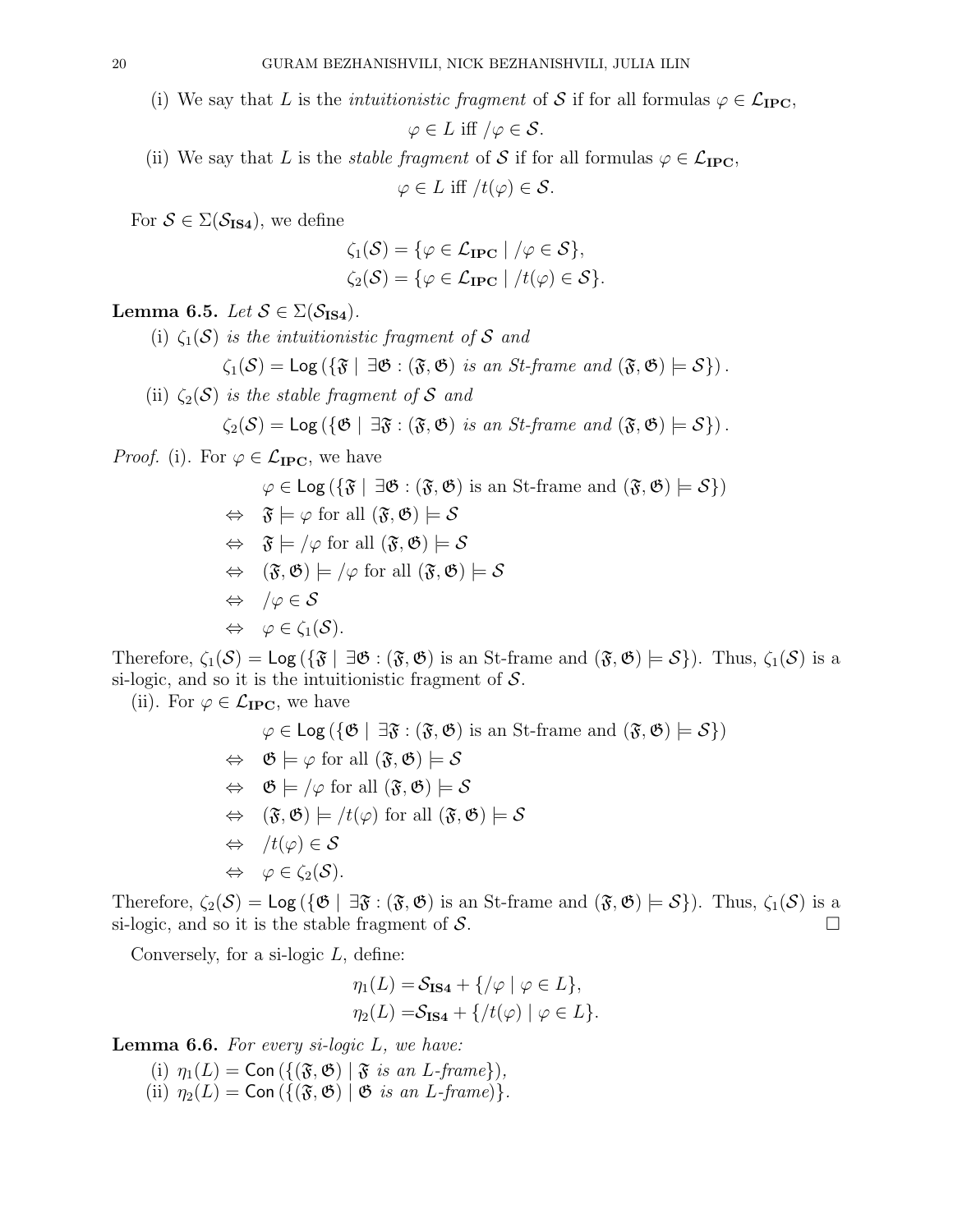(i) We say that $L$ is the *intuitionistic fragment* of $\mathcal{S}$ if for all formulas $\varphi \in \mathcal{L}_{\mathbf{IPC}}$,

$$\varphi \in L \text{ iff } /\varphi \in \mathcal{S}.$$

(ii) We say that $L$ is the *stable fragment* of $\mathcal{S}$ if for all formulas $\varphi \in \mathcal{L}_{\mathbf{IPC}}$,

$$\varphi \in L \text{ iff } /t(\varphi) \in \mathcal{S}.$$

For $\mathcal{S} \in \Sigma(\mathcal{S}_{\mathbf{IS4}})$, we define

$$\zeta_1(\mathcal{S}) = \{\varphi \in \mathcal{L}_{\mathbf{IPC}} \mid /\varphi \in \mathcal{S}\},$$
$$\zeta_2(\mathcal{S}) = \{\varphi \in \mathcal{L}_{\mathbf{IPC}} \mid /t(\varphi) \in \mathcal{S}\}.$$

**Lemma 6.5.** *Let $\mathcal{S} \in \Sigma(\mathcal{S}_{\mathbf{IS4}})$.*

(i) *$\zeta_1(\mathcal{S})$ is the intuitionistic fragment of $\mathcal{S}$ and*

$$\zeta_1(\mathcal{S}) = \mathsf{Log}\left(\{\mathfrak{F} \mid \exists \mathfrak{G} : (\mathfrak{F}, \mathfrak{G}) \text{ is an St-frame and } (\mathfrak{F}, \mathfrak{G}) \models \mathcal{S}\}\right).$$

(ii) *$\zeta_2(\mathcal{S})$ is the stable fragment of $\mathcal{S}$ and*

$$\zeta_2(\mathcal{S}) = \mathsf{Log}\left(\{\mathfrak{G} \mid \exists \mathfrak{F} : (\mathfrak{F}, \mathfrak{G}) \text{ is an St-frame and } (\mathfrak{F}, \mathfrak{G}) \models \mathcal{S}\}\right).$$

*Proof.* (i). For $\varphi \in \mathcal{L}_{\mathbf{IPC}}$, we have

$$\begin{aligned}
& \varphi \in \mathsf{Log}\left(\{\mathfrak{F} \mid \exists \mathfrak{G} : (\mathfrak{F}, \mathfrak{G}) \text{ is an St-frame and } (\mathfrak{F}, \mathfrak{G}) \models \mathcal{S}\}\right) \\
\Leftrightarrow \quad & \mathfrak{F} \models \varphi \text{ for all } (\mathfrak{F}, \mathfrak{G}) \models \mathcal{S} \\
\Leftrightarrow \quad & \mathfrak{F} \models /\varphi \text{ for all } (\mathfrak{F}, \mathfrak{G}) \models \mathcal{S} \\
\Leftrightarrow \quad & (\mathfrak{F}, \mathfrak{G}) \models /\varphi \text{ for all } (\mathfrak{F}, \mathfrak{G}) \models \mathcal{S} \\
\Leftrightarrow \quad & /\varphi \in \mathcal{S} \\
\Leftrightarrow \quad & \varphi \in \zeta_1(\mathcal{S}).
\end{aligned}$$

Therefore, $\zeta_1(\mathcal{S}) = \mathsf{Log}\left(\{\mathfrak{F} \mid \exists \mathfrak{G} : (\mathfrak{F}, \mathfrak{G}) \text{ is an St-frame and } (\mathfrak{F}, \mathfrak{G}) \models \mathcal{S}\}\right)$. Thus, $\zeta_1(\mathcal{S})$ is a si-logic, and so it is the intuitionistic fragment of $\mathcal{S}$.

(ii). For $\varphi \in \mathcal{L}_{\mathbf{IPC}}$, we have

$$\begin{aligned}
& \varphi \in \mathsf{Log}\left(\{\mathfrak{G} \mid \exists \mathfrak{F} : (\mathfrak{F}, \mathfrak{G}) \text{ is an St-frame and } (\mathfrak{F}, \mathfrak{G}) \models \mathcal{S}\}\right) \\
\Leftrightarrow \quad & \mathfrak{G} \models \varphi \text{ for all } (\mathfrak{F}, \mathfrak{G}) \models \mathcal{S} \\
\Leftrightarrow \quad & \mathfrak{G} \models /\varphi \text{ for all } (\mathfrak{F}, \mathfrak{G}) \models \mathcal{S} \\
\Leftrightarrow \quad & (\mathfrak{F}, \mathfrak{G}) \models /t(\varphi) \text{ for all } (\mathfrak{F}, \mathfrak{G}) \models \mathcal{S} \\
\Leftrightarrow \quad & /t(\varphi) \in \mathcal{S} \\
\Leftrightarrow \quad & \varphi \in \zeta_2(\mathcal{S}).
\end{aligned}$$

Therefore, $\zeta_2(\mathcal{S}) = \mathsf{Log}\left(\{\mathfrak{G} \mid \exists \mathfrak{F} : (\mathfrak{F}, \mathfrak{G}) \text{ is an St-frame and } (\mathfrak{F}, \mathfrak{G}) \models \mathcal{S}\}\right)$. Thus, $\zeta_1(\mathcal{S})$ is a si-logic, and so it is the stable fragment of $\mathcal{S}$. □

Conversely, for a si-logic $L$, define:

$$\eta_1(L) = \mathcal{S}_{\mathbf{IS4}} + \{/\varphi \mid \varphi \in L\},$$
$$\eta_2(L) = \mathcal{S}_{\mathbf{IS4}} + \{/t(\varphi) \mid \varphi \in L\}.$$

**Lemma 6.6.** *For every si-logic $L$, we have:*

(i) *$\eta_1(L) = \mathsf{Con}\left(\{(\mathfrak{F}, \mathfrak{G}) \mid \mathfrak{F} \text{ is an } L\text{-frame}\}\right)$,*
(ii) *$\eta_2(L) = \mathsf{Con}\left(\{(\mathfrak{F}, \mathfrak{G}) \mid \mathfrak{G} \text{ is an } L\text{-frame}\right)\}$.*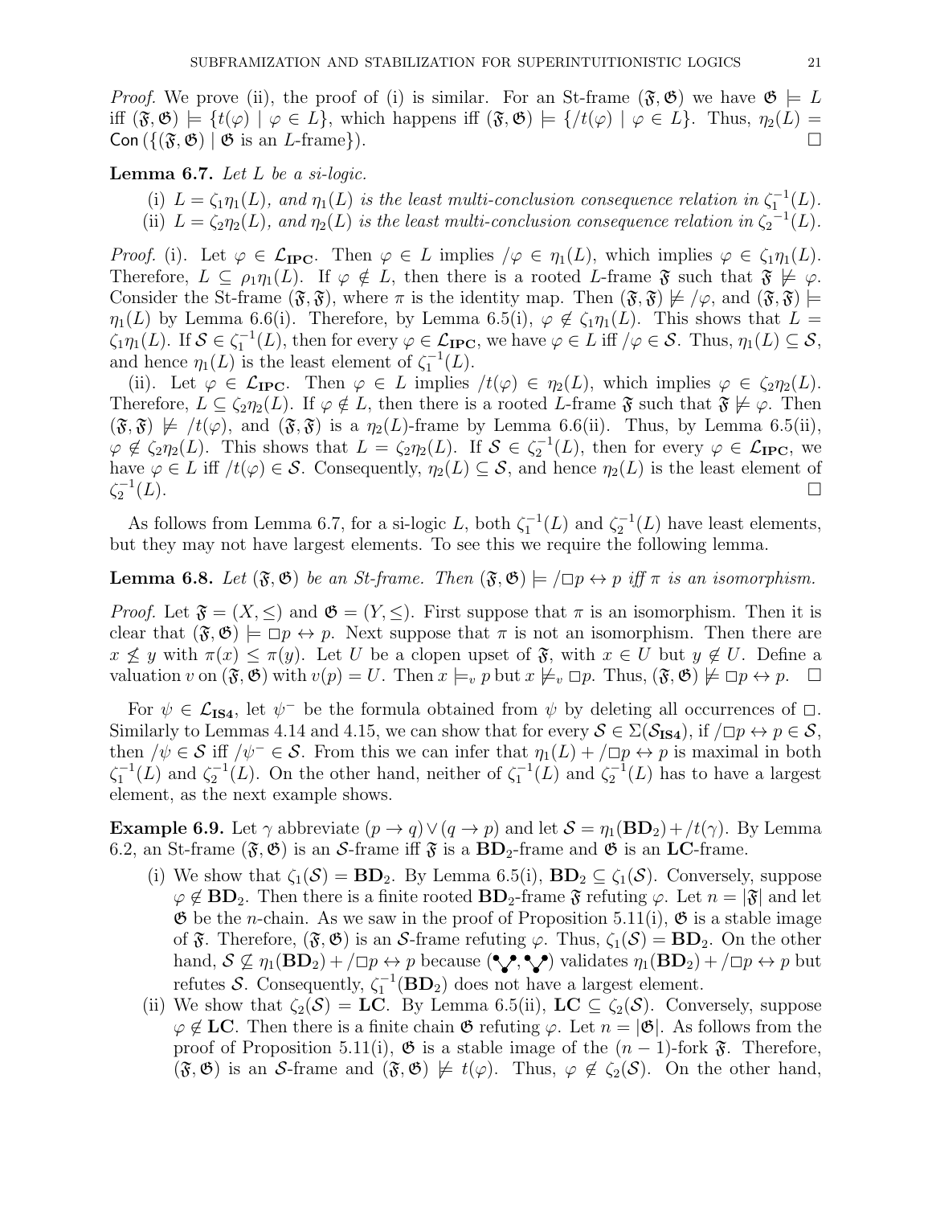*Proof.* We prove (ii), the proof of (i) is similar. For an St-frame $(\mathfrak{F}, \mathfrak{G})$ we have $\mathfrak{G} \models L$ iff $(\mathfrak{F}, \mathfrak{G}) \models \{t(\varphi) \mid \varphi \in L\}$, which happens iff $(\mathfrak{F}, \mathfrak{G}) \models \{/t(\varphi) \mid \varphi \in L\}$. Thus, $\eta_2(L) = \mathsf{Con}(\{(\mathfrak{F}, \mathfrak{G}) \mid \mathfrak{G} \text{ is an } L\text{-frame}\})$. □

**Lemma 6.7.** *Let $L$ be a si-logic.*

(i) *$L = \zeta_1\eta_1(L)$, and $\eta_1(L)$ is the least multi-conclusion consequence relation in $\zeta_1^{-1}(L)$.*
(ii) *$L = \zeta_2\eta_2(L)$, and $\eta_2(L)$ is the least multi-conclusion consequence relation in $\zeta_2^{-1}(L)$.*

*Proof.* (i). Let $\varphi \in \mathcal{L}_{\mathbf{IPC}}$. Then $\varphi \in L$ implies $/\varphi \in \eta_1(L)$, which implies $\varphi \in \zeta_1\eta_1(L)$. Therefore, $L \subseteq \rho_1\eta_1(L)$. If $\varphi \notin L$, then there is a rooted $L$-frame $\mathfrak{F}$ such that $\mathfrak{F} \not\models \varphi$. Consider the St-frame $(\mathfrak{F}, \mathfrak{F})$, where $\pi$ is the identity map. Then $(\mathfrak{F}, \mathfrak{F}) \not\models /\varphi$, and $(\mathfrak{F}, \mathfrak{F}) \models \eta_1(L)$ by Lemma 6.6(i). Therefore, by Lemma 6.5(i), $\varphi \notin \zeta_1\eta_1(L)$. This shows that $L = \zeta_1\eta_1(L)$. If $\mathcal{S} \in \zeta_1^{-1}(L)$, then for every $\varphi \in \mathcal{L}_{\mathbf{IPC}}$, we have $\varphi \in L$ iff $/\varphi \in \mathcal{S}$. Thus, $\eta_1(L) \subseteq \mathcal{S}$, and hence $\eta_1(L)$ is the least element of $\zeta_1^{-1}(L)$.

(ii). Let $\varphi \in \mathcal{L}_{\mathbf{IPC}}$. Then $\varphi \in L$ implies $/t(\varphi) \in \eta_2(L)$, which implies $\varphi \in \zeta_2\eta_2(L)$. Therefore, $L \subseteq \zeta_2\eta_2(L)$. If $\varphi \notin L$, then there is a rooted $L$-frame $\mathfrak{F}$ such that $\mathfrak{F} \not\models \varphi$. Then $(\mathfrak{F}, \mathfrak{F}) \not\models /t(\varphi)$, and $(\mathfrak{F}, \mathfrak{F})$ is a $\eta_2(L)$-frame by Lemma 6.6(ii). Thus, by Lemma 6.5(ii), $\varphi \notin \zeta_2\eta_2(L)$. This shows that $L = \zeta_2\eta_2(L)$. If $\mathcal{S} \in \zeta_2^{-1}(L)$, then for every $\varphi \in \mathcal{L}_{\mathbf{IPC}}$, we have $\varphi \in L$ iff $/t(\varphi) \in \mathcal{S}$. Consequently, $\eta_2(L) \subseteq \mathcal{S}$, and hence $\eta_2(L)$ is the least element of $\zeta_2^{-1}(L)$. □

As follows from Lemma 6.7, for a si-logic $L$, both $\zeta_1^{-1}(L)$ and $\zeta_2^{-1}(L)$ have least elements, but they may not have largest elements. To see this we require the following lemma.

**Lemma 6.8.** *Let $(\mathfrak{F}, \mathfrak{G})$ be an St-frame. Then $(\mathfrak{F}, \mathfrak{G}) \models /\Box p \leftrightarrow p$ iff $\pi$ is an isomorphism.*

*Proof.* Let $\mathfrak{F} = (X, \leq)$ and $\mathfrak{G} = (Y, \leq)$. First suppose that $\pi$ is an isomorphism. Then it is clear that $(\mathfrak{F}, \mathfrak{G}) \models \Box p \leftrightarrow p$. Next suppose that $\pi$ is not an isomorphism. Then there are $x \not\leq y$ with $\pi(x) \leq \pi(y)$. Let $U$ be a clopen upset of $\mathfrak{F}$, with $x \in U$ but $y \notin U$. Define a valuation $v$ on $(\mathfrak{F}, \mathfrak{G})$ with $v(p) = U$. Then $x \models_v p$ but $x \not\models_v \Box p$. Thus, $(\mathfrak{F}, \mathfrak{G}) \not\models \Box p \leftrightarrow p$. □

For $\psi \in \mathcal{L}_{\mathbf{IS4}}$, let $\psi^-$ be the formula obtained from $\psi$ by deleting all occurrences of $\Box$. Similarly to Lemmas 4.14 and 4.15, we can show that for every $\mathcal{S} \in \Sigma(\mathcal{S}_{\mathbf{IS4}})$, if $/\Box p \leftrightarrow p \in \mathcal{S}$, then $/\psi \in \mathcal{S}$ iff $/\psi^- \in \mathcal{S}$. From this we can infer that $\eta_1(L) + /\Box p \leftrightarrow p$ is maximal in both $\zeta_1^{-1}(L)$ and $\zeta_2^{-1}(L)$. On the other hand, neither of $\zeta_1^{-1}(L)$ and $\zeta_2^{-1}(L)$ has to have a largest element, as the next example shows.

**Example 6.9.** Let $\gamma$ abbreviate $(p \to q) \vee (q \to p)$ and let $\mathcal{S} = \eta_1(\mathbf{BD}_2) + /t(\gamma)$. By Lemma 6.2, an St-frame $(\mathfrak{F}, \mathfrak{G})$ is an $\mathcal{S}$-frame iff $\mathfrak{F}$ is a $\mathbf{BD}_2$-frame and $\mathfrak{G}$ is an $\mathbf{LC}$-frame.

(i) We show that $\zeta_1(\mathcal{S}) = \mathbf{BD}_2$. By Lemma 6.5(i), $\mathbf{BD}_2 \subseteq \zeta_1(\mathcal{S})$. Conversely, suppose $\varphi \notin \mathbf{BD}_2$. Then there is a finite rooted $\mathbf{BD}_2$-frame $\mathfrak{F}$ refuting $\varphi$. Let $n = |\mathfrak{F}|$ and let $\mathfrak{G}$ be the $n$-chain. As we saw in the proof of Proposition 5.11(i), $\mathfrak{G}$ is a stable image of $\mathfrak{F}$. Therefore, $(\mathfrak{F}, \mathfrak{G})$ is an $\mathcal{S}$-frame refuting $\varphi$. Thus, $\zeta_1(\mathcal{S}) = \mathbf{BD}_2$. On the other hand, $\mathcal{S} \not\subseteq \eta_1(\mathbf{BD}_2) + /\Box p \leftrightarrow p$ because (fork, fork) validates $\eta_1(\mathbf{BD}_2) + /\Box p \leftrightarrow p$ but refutes $\mathcal{S}$. Consequently, $\zeta_1^{-1}(\mathbf{BD}_2)$ does not have a largest element.

(ii) We show that $\zeta_2(\mathcal{S}) = \mathbf{LC}$. By Lemma 6.5(ii), $\mathbf{LC} \subseteq \zeta_2(\mathcal{S})$. Conversely, suppose $\varphi \notin \mathbf{LC}$. Then there is a finite chain $\mathfrak{G}$ refuting $\varphi$. Let $n = |\mathfrak{G}|$. As follows from the proof of Proposition 5.11(i), $\mathfrak{G}$ is a stable image of the $(n-1)$-fork $\mathfrak{F}$. Therefore, $(\mathfrak{F}, \mathfrak{G})$ is an $\mathcal{S}$-frame and $(\mathfrak{F}, \mathfrak{G}) \not\models t(\varphi)$. Thus, $\varphi \notin \zeta_2(\mathcal{S})$. On the other hand,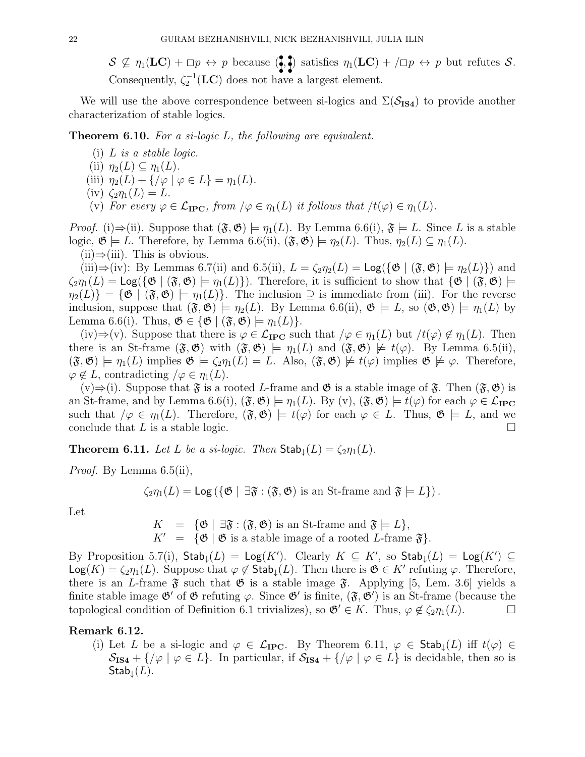$\mathcal{S} \not\subseteq \eta_1(\mathbf{LC}) + \Box p \leftrightarrow p$ because $(\text{⁝}, \text{⁝})$ satisfies $\eta_1(\mathbf{LC}) + /\Box p \leftrightarrow p$ but refutes $\mathcal{S}$. Consequently, $\zeta_2^{-1}(\mathbf{LC})$ does not have a largest element.

We will use the above correspondence between si-logics and $\Sigma(\mathcal{S}_{\mathbf{IS4}})$ to provide another characterization of stable logics.

**Theorem 6.10.** *For a si-logic $L$, the following are equivalent.*

- (i) *$L$ is a stable logic.*
- (ii) *$\eta_2(L) \subseteq \eta_1(L)$.*
- (iii) *$\eta_2(L) + \{/\varphi \mid \varphi \in L\} = \eta_1(L)$.*
- (iv) *$\zeta_2\eta_1(L) = L$.*
- (v) *For every $\varphi \in \mathcal{L}_{\mathbf{IPC}}$, from $/\varphi \in \eta_1(L)$ it follows that $/t(\varphi) \in \eta_1(L)$.*

*Proof.* (i)⇒(ii). Suppose that $(\mathfrak{F}, \mathfrak{G}) \models \eta_1(L)$. By Lemma 6.6(i), $\mathfrak{F} \models L$. Since $L$ is a stable logic, $\mathfrak{G} \models L$. Therefore, by Lemma 6.6(ii), $(\mathfrak{F}, \mathfrak{G}) \models \eta_2(L)$. Thus, $\eta_2(L) \subseteq \eta_1(L)$.

(ii)⇒(iii). This is obvious.

(iii)⇒(iv): By Lemmas 6.7(ii) and 6.5(ii), $L = \zeta_2\eta_2(L) = \mathsf{Log}(\{\mathfrak{G} \mid (\mathfrak{F}, \mathfrak{G}) \models \eta_2(L)\})$ and $\zeta_2\eta_1(L) = \mathsf{Log}(\{\mathfrak{G} \mid (\mathfrak{F}, \mathfrak{G}) \models \eta_1(L)\})$. Therefore, it is sufficient to show that $\{\mathfrak{G} \mid (\mathfrak{F}, \mathfrak{G}) \models \eta_2(L)\} = \{\mathfrak{G} \mid (\mathfrak{F}, \mathfrak{G}) \models \eta_1(L)\}$. The inclusion $\supseteq$ is immediate from (iii). For the reverse inclusion, suppose that $(\mathfrak{F}, \mathfrak{G}) \models \eta_2(L)$. By Lemma 6.6(ii), $\mathfrak{G} \models L$, so $(\mathfrak{G}, \mathfrak{G}) \models \eta_1(L)$ by Lemma 6.6(i). Thus, $\mathfrak{G} \in \{\mathfrak{G} \mid (\mathfrak{F}, \mathfrak{G}) \models \eta_1(L)\}$.

(iv)⇒(v). Suppose that there is $\varphi \in \mathcal{L}_{\mathbf{IPC}}$ such that $/\varphi \in \eta_1(L)$ but $/t(\varphi) \notin \eta_1(L)$. Then there is an St-frame $(\mathfrak{F}, \mathfrak{G})$ with $(\mathfrak{F}, \mathfrak{G}) \models \eta_1(L)$ and $(\mathfrak{F}, \mathfrak{G}) \not\models t(\varphi)$. By Lemma 6.5(ii), $(\mathfrak{F}, \mathfrak{G}) \models \eta_1(L)$ implies $\mathfrak{G} \models \zeta_2\eta_1(L) = L$. Also, $(\mathfrak{F}, \mathfrak{G}) \not\models t(\varphi)$ implies $\mathfrak{G} \not\models \varphi$. Therefore, $\varphi \notin L$, contradicting $/\varphi \in \eta_1(L)$.

(v)⇒(i). Suppose that $\mathfrak{F}$ is a rooted $L$-frame and $\mathfrak{G}$ is a stable image of $\mathfrak{F}$. Then $(\mathfrak{F}, \mathfrak{G})$ is an St-frame, and by Lemma 6.6(i), $(\mathfrak{F}, \mathfrak{G}) \models \eta_1(L)$. By (v), $(\mathfrak{F}, \mathfrak{G}) \models t(\varphi)$ for each $\varphi \in \mathcal{L}_{\mathbf{IPC}}$ such that $/\varphi \in \eta_1(L)$. Therefore, $(\mathfrak{F}, \mathfrak{G}) \models t(\varphi)$ for each $\varphi \in L$. Thus, $\mathfrak{G} \models L$, and we conclude that $L$ is a stable logic. $\square$

**Theorem 6.11.** *Let $L$ be a si-logic. Then $\mathsf{Stab}_\downarrow(L) = \zeta_2\eta_1(L)$.*

*Proof.* By Lemma 6.5(ii),

$$\zeta_2\eta_1(L) = \mathsf{Log}\left(\{\mathfrak{G} \mid \exists \mathfrak{F} : (\mathfrak{F}, \mathfrak{G}) \text{ is an St-frame and } \mathfrak{F} \models L\}\right).$$

Let

$$\begin{aligned} K &= \{\mathfrak{G} \mid \exists \mathfrak{F} : (\mathfrak{F}, \mathfrak{G}) \text{ is an St-frame and } \mathfrak{F} \models L\}, \\ K' &= \{\mathfrak{G} \mid \mathfrak{G} \text{ is a stable image of a rooted } L\text{-frame } \mathfrak{F}\}. \end{aligned}$$

By Proposition 5.7(i), $\mathsf{Stab}_\downarrow(L) = \mathsf{Log}(K')$. Clearly $K \subseteq K'$, so $\mathsf{Stab}_\downarrow(L) = \mathsf{Log}(K') \subseteq \mathsf{Log}(K) = \zeta_2\eta_1(L)$. Suppose that $\varphi \notin \mathsf{Stab}_\downarrow(L)$. Then there is $\mathfrak{G} \in K'$ refuting $\varphi$. Therefore, there is an $L$-frame $\mathfrak{F}$ such that $\mathfrak{G}$ is a stable image $\mathfrak{F}$. Applying [5, Lem. 3.6] yields a finite stable image $\mathfrak{G}'$ of $\mathfrak{G}$ refuting $\varphi$. Since $\mathfrak{G}'$ is finite, $(\mathfrak{F}, \mathfrak{G}')$ is an St-frame (because the topological condition of Definition 6.1 trivializes), so $\mathfrak{G}' \in K$. Thus, $\varphi \notin \zeta_2\eta_1(L)$. $\square$

**Remark 6.12.**

- (i) Let $L$ be a si-logic and $\varphi \in \mathcal{L}_{\mathbf{IPC}}$. By Theorem 6.11, $\varphi \in \mathsf{Stab}_\downarrow(L)$ iff $t(\varphi) \in \mathcal{S}_{\mathbf{IS4}} + \{/\varphi \mid \varphi \in L\}$. In particular, if $\mathcal{S}_{\mathbf{IS4}} + \{/\varphi \mid \varphi \in L\}$ is decidable, then so is $\mathsf{Stab}_\downarrow(L)$.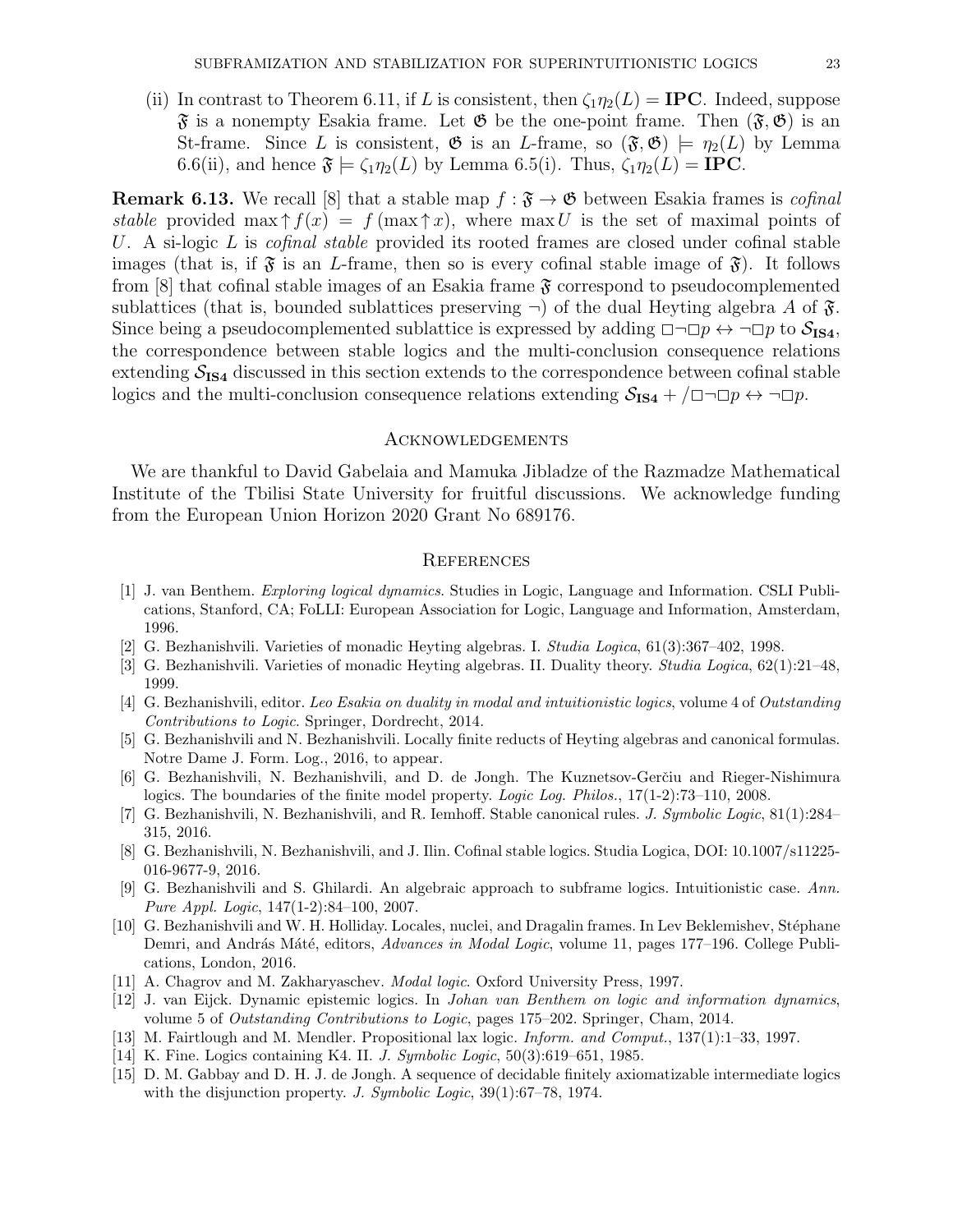(ii) In contrast to Theorem 6.11, if $L$ is consistent, then $\zeta_1\eta_2(L) = \mathbf{IPC}$. Indeed, suppose $\mathfrak{F}$ is a nonempty Esakia frame. Let $\mathfrak{G}$ be the one-point frame. Then $(\mathfrak{F}, \mathfrak{G})$ is an St-frame. Since $L$ is consistent, $\mathfrak{G}$ is an $L$-frame, so $(\mathfrak{F}, \mathfrak{G}) \models \eta_2(L)$ by Lemma 6.6(ii), and hence $\mathfrak{F} \models \zeta_1\eta_2(L)$ by Lemma 6.5(i). Thus, $\zeta_1\eta_2(L) = \mathbf{IPC}$.

**Remark 6.13.** We recall [8] that a stable map $f : \mathfrak{F} \to \mathfrak{G}$ between Esakia frames is *cofinal stable* provided $\max\uparrow f(x) = f(\max\uparrow x)$, where $\max U$ is the set of maximal points of $U$. A si-logic $L$ is *cofinal stable* provided its rooted frames are closed under cofinal stable images (that is, if $\mathfrak{F}$ is an $L$-frame, then so is every cofinal stable image of $\mathfrak{F}$). It follows from [8] that cofinal stable images of an Esakia frame $\mathfrak{F}$ correspond to pseudocomplemented sublattices (that is, bounded sublattices preserving $\neg$) of the dual Heyting algebra $A$ of $\mathfrak{F}$. Since being a pseudocomplemented sublattice is expressed by adding $\Box\neg\Box p \leftrightarrow \neg\Box p$ to $\mathcal{S}_{\mathbf{IS4}}$, the correspondence between stable logics and the multi-conclusion consequence relations extending $\mathcal{S}_{\mathbf{IS4}}$ discussed in this section extends to the correspondence between cofinal stable logics and the multi-conclusion consequence relations extending $\mathcal{S}_{\mathbf{IS4}} + /\Box\neg\Box p \leftrightarrow \neg\Box p$.

## Acknowledgements

We are thankful to David Gabelaia and Mamuka Jibladze of the Razmadze Mathematical Institute of the Tbilisi State University for fruitful discussions. We acknowledge funding from the European Union Horizon 2020 Grant No 689176.

## References

[1] J. van Benthem. *Exploring logical dynamics*. Studies in Logic, Language and Information. CSLI Publications, Stanford, CA; FoLLI: European Association for Logic, Language and Information, Amsterdam, 1996.

[2] G. Bezhanishvili. Varieties of monadic Heyting algebras. I. *Studia Logica*, 61(3):367–402, 1998.

[3] G. Bezhanishvili. Varieties of monadic Heyting algebras. II. Duality theory. *Studia Logica*, 62(1):21–48, 1999.

[4] G. Bezhanishvili, editor. *Leo Esakia on duality in modal and intuitionistic logics*, volume 4 of *Outstanding Contributions to Logic*. Springer, Dordrecht, 2014.

[5] G. Bezhanishvili and N. Bezhanishvili. Locally finite reducts of Heyting algebras and canonical formulas. Notre Dame J. Form. Log., 2016, to appear.

[6] G. Bezhanishvili, N. Bezhanishvili, and D. de Jongh. The Kuznetsov-Gerčiu and Rieger-Nishimura logics. The boundaries of the finite model property. *Logic Log. Philos.*, 17(1-2):73–110, 2008.

[7] G. Bezhanishvili, N. Bezhanishvili, and R. Iemhoff. Stable canonical rules. *J. Symbolic Logic*, 81(1):284–315, 2016.

[8] G. Bezhanishvili, N. Bezhanishvili, and J. Ilin. Cofinal stable logics. Studia Logica, DOI: 10.1007/s11225-016-9677-9, 2016.

[9] G. Bezhanishvili and S. Ghilardi. An algebraic approach to subframe logics. Intuitionistic case. *Ann. Pure Appl. Logic*, 147(1-2):84–100, 2007.

[10] G. Bezhanishvili and W. H. Holliday. Locales, nuclei, and Dragalin frames. In Lev Beklemishev, Stéphane Demri, and András Máté, editors, *Advances in Modal Logic*, volume 11, pages 177–196. College Publications, London, 2016.

[11] A. Chagrov and M. Zakharyaschev. *Modal logic*. Oxford University Press, 1997.

[12] J. van Eijck. Dynamic epistemic logics. In *Johan van Benthem on logic and information dynamics*, volume 5 of *Outstanding Contributions to Logic*, pages 175–202. Springer, Cham, 2014.

[13] M. Fairtlough and M. Mendler. Propositional lax logic. *Inform. and Comput.*, 137(1):1–33, 1997.

[14] K. Fine. Logics containing K4. II. *J. Symbolic Logic*, 50(3):619–651, 1985.

[15] D. M. Gabbay and D. H. J. de Jongh. A sequence of decidable finitely axiomatizable intermediate logics with the disjunction property. *J. Symbolic Logic*, 39(1):67–78, 1974.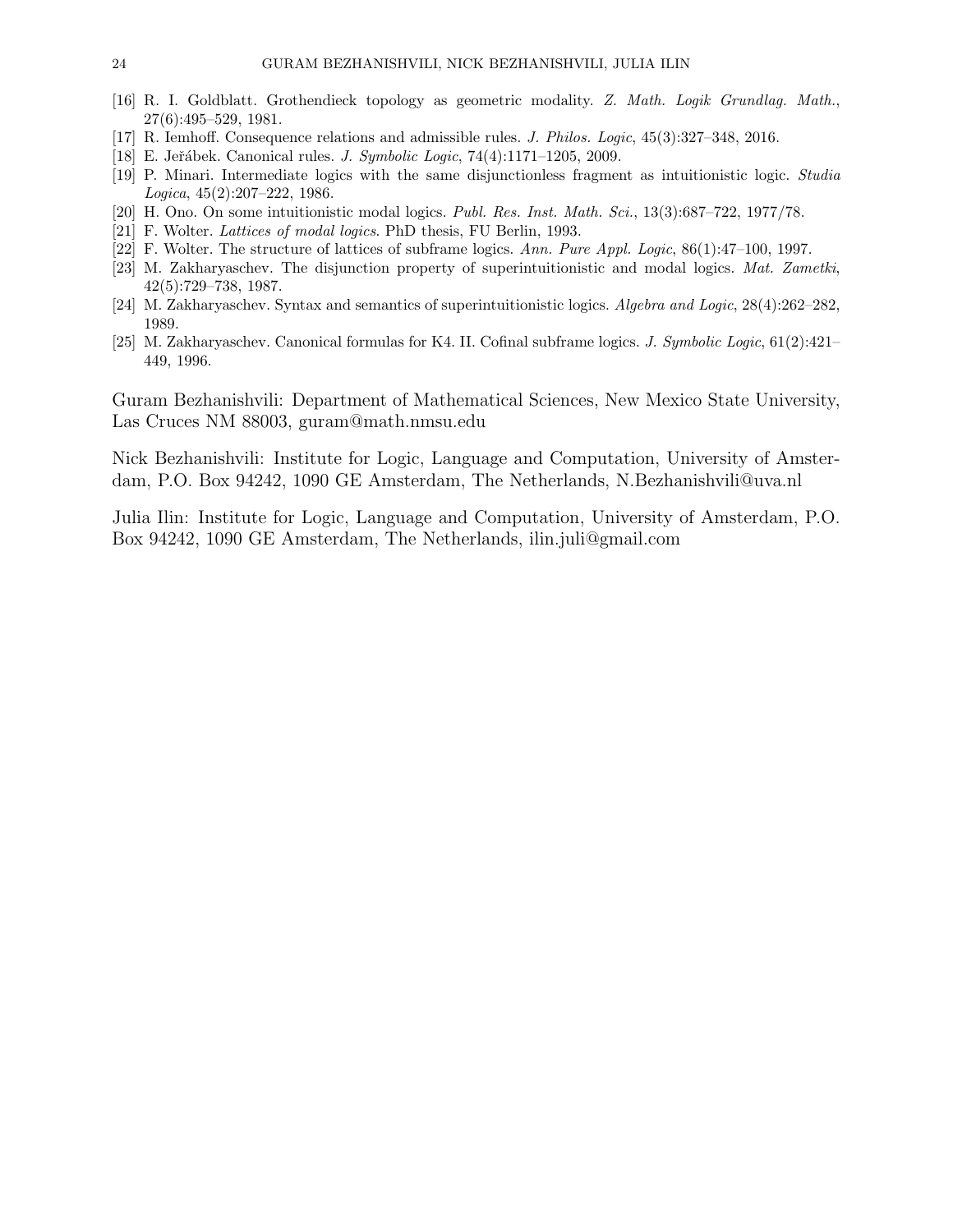[16] R. I. Goldblatt. Grothendieck topology as geometric modality. *Z. Math. Logik Grundlag. Math.*, 27(6):495–529, 1981.

[17] R. Iemhoff. Consequence relations and admissible rules. *J. Philos. Logic*, 45(3):327–348, 2016.

[18] E. Jeřábek. Canonical rules. *J. Symbolic Logic*, 74(4):1171–1205, 2009.

[19] P. Minari. Intermediate logics with the same disjunctionless fragment as intuitionistic logic. *Studia Logica*, 45(2):207–222, 1986.

[20] H. Ono. On some intuitionistic modal logics. *Publ. Res. Inst. Math. Sci.*, 13(3):687–722, 1977/78.

[21] F. Wolter. *Lattices of modal logics*. PhD thesis, FU Berlin, 1993.

[22] F. Wolter. The structure of lattices of subframe logics. *Ann. Pure Appl. Logic*, 86(1):47–100, 1997.

[23] M. Zakharyaschev. The disjunction property of superintuitionistic and modal logics. *Mat. Zametki*, 42(5):729–738, 1987.

[24] M. Zakharyaschev. Syntax and semantics of superintuitionistic logics. *Algebra and Logic*, 28(4):262–282, 1989.

[25] M. Zakharyaschev. Canonical formulas for K4. II. Cofinal subframe logics. *J. Symbolic Logic*, 61(2):421–449, 1996.

Guram Bezhanishvili: Department of Mathematical Sciences, New Mexico State University, Las Cruces NM 88003, guram@math.nmsu.edu

Nick Bezhanishvili: Institute for Logic, Language and Computation, University of Amsterdam, P.O. Box 94242, 1090 GE Amsterdam, The Netherlands, N.Bezhanishvili@uva.nl

Julia Ilin: Institute for Logic, Language and Computation, University of Amsterdam, P.O. Box 94242, 1090 GE Amsterdam, The Netherlands, ilin.juli@gmail.com